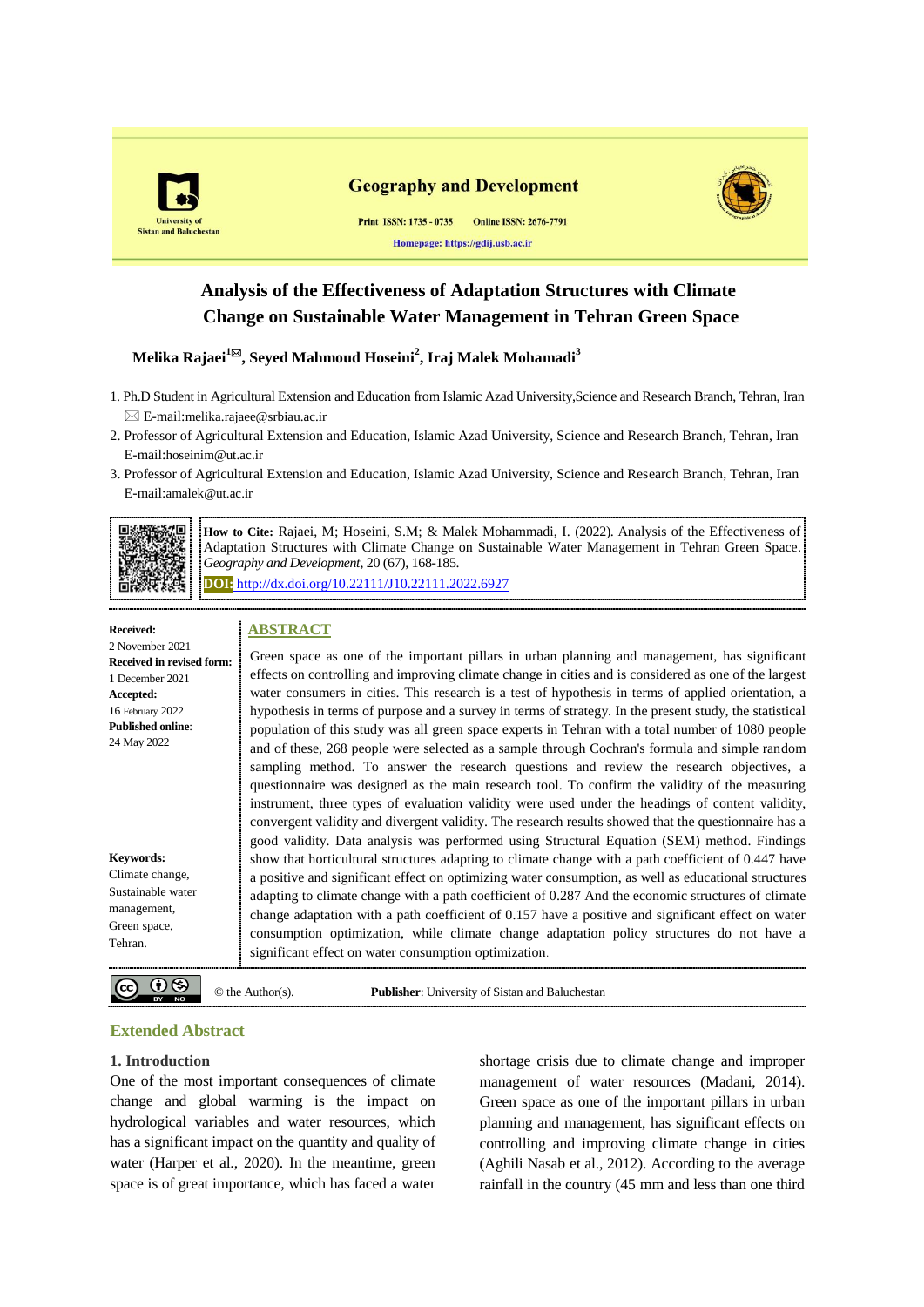Geography and Development

Print ISSN: 1735 - 0735 Online ISSN: 2676-7791

Homepage: https://gdij.usb.ac.ir

# Analysis of the Effectiveness of Adaptation Structures with Climate Change on Sustainable Water Management in Tehran Green Space

**Melika Rajaei[1]✉, Seyed Mahmoud Hoseini[2], Iraj Malek Mohamadi[3]**

1. Ph.D Student in Agricultural Extension and Education from Islamic Azad University,Science and Research Branch, Tehran, Iran
   ✉ E-mail:melika.rajaee@srbiau.ac.ir
2. Professor of Agricultural Extension and Education, Islamic Azad University, Science and Research Branch, Tehran, Iran
   E-mail:hoseinim@ut.ac.ir
3. Professor of Agricultural Extension and Education, Islamic Azad University, Science and Research Branch, Tehran, Iran
   E-mail:amalek@ut.ac.ir

**How to Cite:** Rajaei, M; Hoseini, S.M; & Malek Mohammadi, I. (2022). Analysis of the Effectiveness of Adaptation Structures with Climate Change on Sustainable Water Management in Tehran Green Space. *Geography and Development*, 20 (67), 168-185.

**DOI:** http://dx.doi.org/10.22111/J10.22111.2022.6927

**Received:** 2 November 2021
**Received in revised form:** 1 December 2021
**Accepted:** 16 February 2022
**Published online:** 24 May 2022

## ABSTRACT

Green space as one of the important pillars in urban planning and management, has significant effects on controlling and improving climate change in cities and is considered as one of the largest water consumers in cities. This research is a test of hypothesis in terms of applied orientation, a hypothesis in terms of purpose and a survey in terms of strategy. In the present study, the statistical population of this study was all green space experts in Tehran with a total number of 1080 people and of these, 268 people were selected as a sample through Cochran's formula and simple random sampling method. To answer the research questions and review the research objectives, a questionnaire was designed as the main research tool. To confirm the validity of the measuring instrument, three types of evaluation validity were used under the headings of content validity, convergent validity and divergent validity. The research results showed that the questionnaire has a good validity. Data analysis was performed using Structural Equation (SEM) method. Findings show that horticultural structures adapting to climate change with a path coefficient of 0.447 have a positive and significant effect on optimizing water consumption, as well as educational structures adapting to climate change with a path coefficient of 0.287 And the economic structures of climate change adaptation with a path coefficient of 0.157 have a positive and significant effect on water consumption optimization, while climate change adaptation policy structures do not have a significant effect on water consumption optimization.

**Keywords:** Climate change, Sustainable water management, Green space, Tehran.

© the Author(s). **Publisher**: University of Sistan and Baluchestan

## Extended Abstract

### 1. Introduction

One of the most important consequences of climate change and global warming is the impact on hydrological variables and water resources, which has a significant impact on the quantity and quality of water (Harper et al., 2020). In the meantime, green space is of great importance, which has faced a water shortage crisis due to climate change and improper management of water resources (Madani, 2014). Green space as one of the important pillars in urban planning and management, has significant effects on controlling and improving climate change in cities (Aghili Nasab et al., 2012). According to the average rainfall in the country (45 mm and less than one third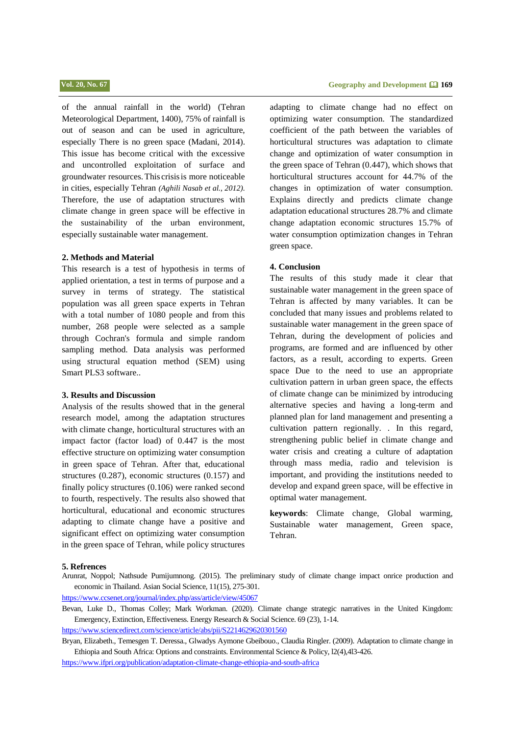of the annual rainfall in the world) (Tehran Meteorological Department, 1400), 75% of rainfall is out of season and can be used in agriculture, especially There is no green space (Madani, 2014). This issue has become critical with the excessive and uncontrolled exploitation of surface and groundwater resources. This crisis is more noticeable in cities, especially Tehran *(Aghili Nasab et al., 2012).* Therefore, the use of adaptation structures with climate change in green space will be effective in the sustainability of the urban environment, especially sustainable water management.

**2. Methods and Material**

This research is a test of hypothesis in terms of applied orientation, a test in terms of purpose and a survey in terms of strategy. The statistical population was all green space experts in Tehran with a total number of 1080 people and from this number, 268 people were selected as a sample through Cochran's formula and simple random sampling method. Data analysis was performed using structural equation method (SEM) using Smart PLS3 software..

**3. Results and Discussion**

Analysis of the results showed that in the general research model, among the adaptation structures with climate change, horticultural structures with an impact factor (factor load) of 0.447 is the most effective structure on optimizing water consumption in green space of Tehran. After that, educational structures (0.287), economic structures (0.157) and finally policy structures (0.106) were ranked second to fourth, respectively. The results also showed that horticultural, educational and economic structures adapting to climate change have a positive and significant effect on optimizing water consumption in the green space of Tehran, while policy structures adapting to climate change had no effect on optimizing water consumption. The standardized coefficient of the path between the variables of horticultural structures was adaptation to climate change and optimization of water consumption in the green space of Tehran (0.447), which shows that horticultural structures account for 44.7% of the changes in optimization of water consumption. Explains directly and predicts climate change adaptation educational structures 28.7% and climate change adaptation economic structures 15.7% of water consumption optimization changes in Tehran green space.

**4. Conclusion**

The results of this study made it clear that sustainable water management in the green space of Tehran is affected by many variables. It can be concluded that many issues and problems related to sustainable water management in the green space of Tehran, during the development of policies and programs, are formed and are influenced by other factors, as a result, according to experts. Green space Due to the need to use an appropriate cultivation pattern in urban green space, the effects of climate change can be minimized by introducing alternative species and having a long-term and planned plan for land management and presenting a cultivation pattern regionally. . In this regard, strengthening public belief in climate change and water crisis and creating a culture of adaptation through mass media, radio and television is important, and providing the institutions needed to develop and expand green space, will be effective in optimal water management.

**keywords**: Climate change, Global warming, Sustainable water management, Green space, Tehran.

**5. Refrences**

Arunrat, Noppol; Nathsude Pumijumnong. (2015). The preliminary study of climate change impact onrice production and economic in Thailand. Asian Social Science, 11(15), 275-301.

https://www.ccsenet.org/journal/index.php/ass/article/view/45067

Bevan, Luke D., Thomas Colley; Mark Workman. (2020). Climate change strategic narratives in the United Kingdom: Emergency, Extinction, Effectiveness. Energy Research & Social Science. 69 (23), 1-14.

https://www.sciencedirect.com/science/article/abs/pii/S2214629620301560

Bryan, Elizabeth., Temesgen T. Deressa., Glwadys Aymone Gbeibouo., Claudia Ringler. (2009). Adaptation to climate change in Ethiopia and South Africa: Options and constraints. Environmental Science & Policy, l2(4),4l3-426.

https://www.ifpri.org/publication/adaptation-climate-change-ethiopia-and-south-africa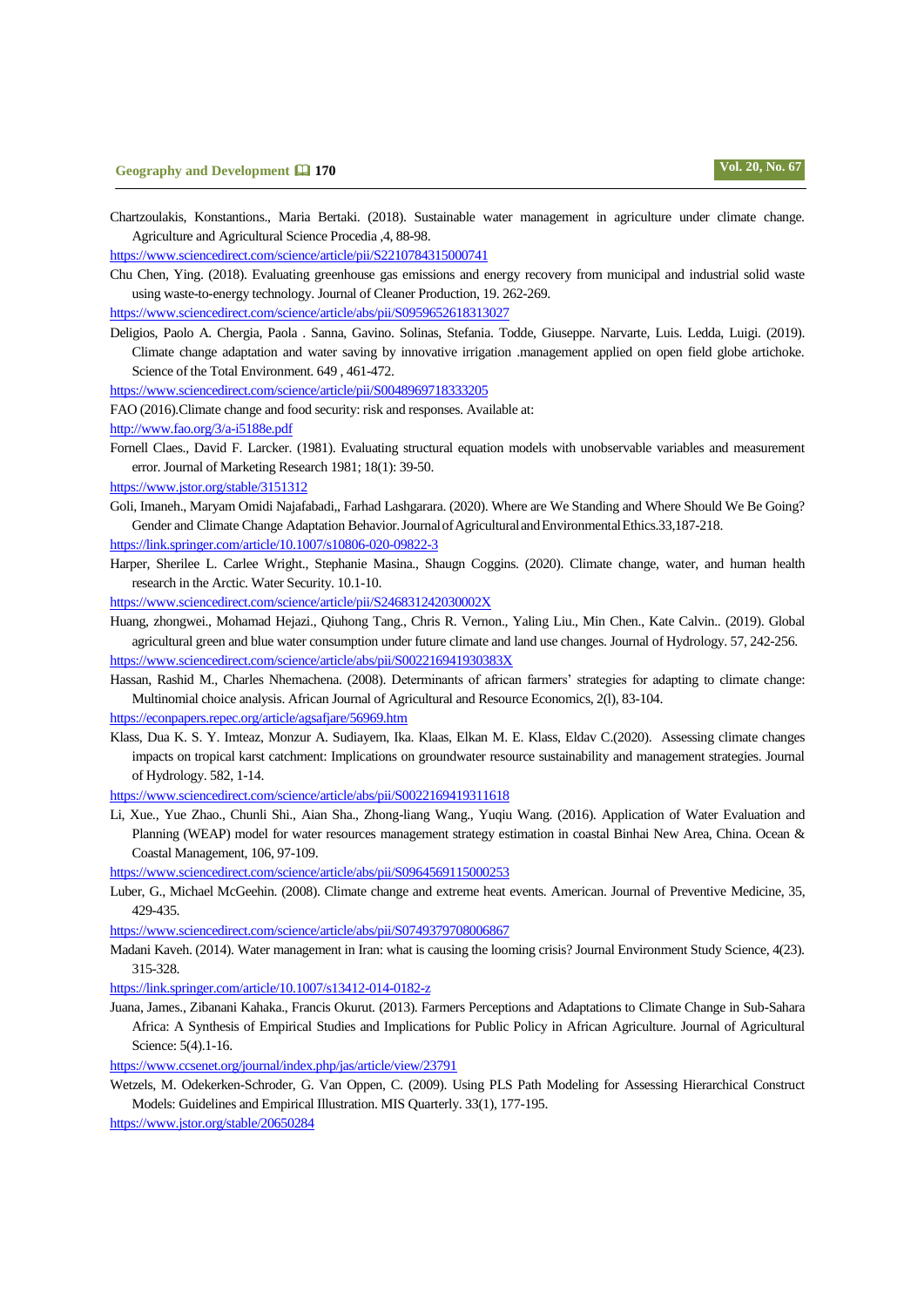Chartzoulakis, Konstantions., Maria Bertaki. (2018). Sustainable water management in agriculture under climate change. Agriculture and Agricultural Science Procedia ,4, 88-98.

https://www.sciencedirect.com/science/article/pii/S2210784315000741

Chu Chen, Ying. (2018). Evaluating greenhouse gas emissions and energy recovery from municipal and industrial solid waste using waste-to-energy technology. Journal of Cleaner Production, 19. 262-269.

https://www.sciencedirect.com/science/article/abs/pii/S0959652618313027

Deligios, Paolo A. Chergia, Paola . Sanna, Gavino. Solinas, Stefania. Todde, Giuseppe. Narvarte, Luis. Ledda, Luigi. (2019). Climate change adaptation and water saving by innovative irrigation .management applied on open field globe artichoke. Science of the Total Environment. 649 , 461-472.

https://www.sciencedirect.com/science/article/pii/S0048969718333205

FAO (2016).Climate change and food security: risk and responses. Available at:

http://www.fao.org/3/a-i5188e.pdf

Fornell Claes., David F. Larcker. (1981). Evaluating structural equation models with unobservable variables and measurement error. Journal of Marketing Research 1981; 18(1): 39-50.

https://www.jstor.org/stable/3151312

Goli, Imaneh., Maryam Omidi Najafabadi,, Farhad Lashgarara. (2020). Where are We Standing and Where Should We Be Going? Gender and Climate Change Adaptation Behavior. Journal of Agricultural and Environmental Ethics.33,187-218.

https://link.springer.com/article/10.1007/s10806-020-09822-3

Harper, Sherilee L. Carlee Wright., Stephanie Masina., Shaugn Coggins. (2020). Climate change, water, and human health research in the Arctic. Water Security. 10.1-10.

https://www.sciencedirect.com/science/article/pii/S246831242030002X

Huang, zhongwei., Mohamad Hejazi., Qiuhong Tang., Chris R. Vernon., Yaling Liu., Min Chen., Kate Calvin.. (2019). Global agricultural green and blue water consumption under future climate and land use changes. Journal of Hydrology. 57, 242-256.

https://www.sciencedirect.com/science/article/abs/pii/S002216941930383X

Hassan, Rashid M., Charles Nhemachena. (2008). Determinants of african farmers' strategies for adapting to climate change: Multinomial choice analysis. African Journal of Agricultural and Resource Economics, 2(l), 83-104.

https://econpapers.repec.org/article/agsafjare/56969.htm

Klass, Dua K. S. Y. Imteaz, Monzur A. Sudiayem, Ika. Klaas, Elkan M. E. Klass, Eldav C.(2020). Assessing climate changes impacts on tropical karst catchment: Implications on groundwater resource sustainability and management strategies. Journal of Hydrology. 582, 1-14.

https://www.sciencedirect.com/science/article/abs/pii/S0022169419311618

Li, Xue., Yue Zhao., Chunli Shi., Aian Sha., Zhong-liang Wang., Yuqiu Wang. (2016). Application of Water Evaluation and Planning (WEAP) model for water resources management strategy estimation in coastal Binhai New Area, China. Ocean & Coastal Management, 106, 97-109.

https://www.sciencedirect.com/science/article/abs/pii/S0964569115000253

Luber, G., Michael McGeehin. (2008). Climate change and extreme heat events. American. Journal of Preventive Medicine, 35, 429-435.

https://www.sciencedirect.com/science/article/abs/pii/S0749379708006867

Madani Kaveh. (2014). Water management in Iran: what is causing the looming crisis? Journal Environment Study Science, 4(23). 315-328.

https://link.springer.com/article/10.1007/s13412-014-0182-z

Juana, James., Zibanani Kahaka., Francis Okurut. (2013). Farmers Perceptions and Adaptations to Climate Change in Sub-Sahara Africa: A Synthesis of Empirical Studies and Implications for Public Policy in African Agriculture. Journal of Agricultural Science: 5(4).1-16.

https://www.ccsenet.org/journal/index.php/jas/article/view/23791

Wetzels, M. Odekerken-Schroder, G. Van Oppen, C. (2009). Using PLS Path Modeling for Assessing Hierarchical Construct Models: Guidelines and Empirical Illustration. MIS Quarterly. 33(1), 177-195.

https://www.jstor.org/stable/20650284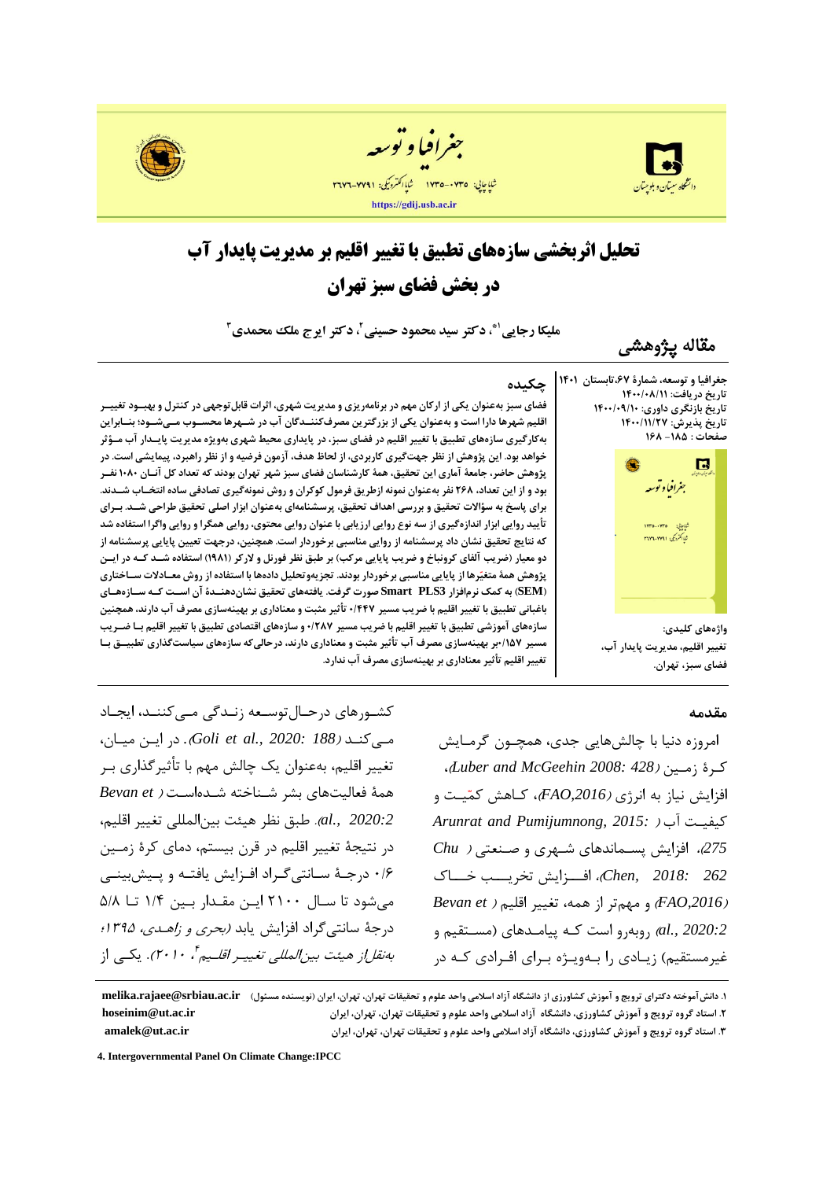# تحلیل اثربخشی سازه‌های تطبیق با تغییر اقلیم بر مدیریت پایدار آب در بخش فضای سبز تهران

**ملیکا رجایی[1*]، دکتر سید محمود حسینی[2]، دکتر ایرج ملک محمدی[3]**

**مقاله پژوهشی**

جغرافیا و توسعه، شمارۀ ۶۷، تابستان ۱۴۰۱
تاریخ دریافت: ۱۴۰۰/۰۸/۱۱
تاریخ بازنگری داوری: ۱۴۰۰/۰۹/۱۰
تاریخ پذیرش: ۱۴۰۰/۱۱/۲۷
صفحات: ۱۸۵ - ۱۶۸

## چکیده

فضای سبز به‌عنوان یکی از ارکان مهم در برنامه‌ریزی و مدیریت شهری، اثرات قابل‌توجهی در کنترل و بهبـود تغییـر اقلیم شهرها دارا است و به‌عنوان یکی از بزرگترین مصرف‌کننـدگان آب در شـهرها محسـوب مـی‌شـود؛ بنـابراین به‌کارگیری سازه‌های تطبیق با تغییر اقلیم در فضای سبز، در پایداری محیط شهری به‌ویژه مدیریت پایـدار آب مـؤثر خواهد بود. این پژوهش از نظر جهت‌گیری کاربردی، از لحاظ هدف، آزمون فرضیه و از نظر راهبرد، پیمایشی است. در پژوهش حاضر، جامعۀ آماری این تحقیق، همۀ کارشناسان فضای سبز شهر تهران بودند که تعداد کل آنـان ۱۰۸۰ نفـر بود و از این تعداد، ۲۶۸ نفر به‌عنوان نمونه ازطریق فرمول کوکران و روش نمونه‌گیری تصادفی ساده انتخـاب شـدند. برای پاسخ به سؤالات تحقیق و بررسی اهداف تحقیق، پرسشنامه‌ای به‌عنوان ابزار اصلی تحقیق طراحی شـد. بـرای تأیید روایی ابزار اندازه‌گیری از سه نوع روایی ارزیابی با عنوان روایی محتوی، روایی همگرا و روایی واگرا استفاده شد که نتایج تحقیق نشان داد پرسشنامه از روایی مناسبی برخوردار است. همچنین، درجهت تعیین پایایی پرسشنامه از دو معیار (ضریب آلفای کرونباخ و ضریب پایایی مرکب) بر طبق نظر فورنل و لارکر (۱۹۸۱) استفاده شـد کـه در ایـن پژوهش همۀ متغیّرها از پایایی مناسبی برخوردار بودند. تجزیه‌وتحلیل داده‌ها با استفاده از روش معـادلات سـاختاری (SEM) به کمک نرم‌افزار Smart PLS3 صورت گرفت. یافته‌های تحقیق نشان‌دهندۀ آن اسـت کـه سـازه‌هـای باغبانی تطبیق با تغییر اقلیم با ضریب مسیر ۰/۴۴۷ تأثیر مثبت و معناداری بر بهینه‌سازی مصرف آب دارند، همچنین سازه‌های آموزشی تطبیق با تغییر اقلیم با ضریب مسیر ۰/۲۸۷ و سازه‌های اقتصادی تطبیق با تغییر اقلیم بـا ضـریب مسیر ۰/۱۵۷بر بهینه‌سازی مصرف آب تأثیر مثبت و معناداری دارند، درحالی‌که سازه‌های سیاست‌گذاری تطبیـق بـا تغییر اقلیم تأثیر معناداری بر بهینه‌سازی مصرف آب ندارد.

**واژه‌های کلیدی:**
تغییر اقلیم، مدیریت پایدار آب، فضای سبز، تهران.

## مقدمه

امروزه دنیا با چالش‌هایی جدی، همچـون گرمـایش کـرۀ زمـین (Luber and McGeehin 2008: 428)، افزایش نیاز به انرژی (FAO,2016)، کـاهش کمّیـت و کیفیـت آب (Arunrat and Pumijumnong, 2015: 275)، افزایش پسـماندهای شـهری و صـنعتی (Chu and Chen, 2018: 262)، افـزایش تخریـب خـاک (FAO,2016) و مهم‌تر از همه، تغییر اقلیم (Bevan et al., 2020:2) روبه‌رو است کـه پیامـدهای (مسـتقیم و غیرمستقیم) زیـادی را بـه‌ویـژه بـرای افـرادی کـه در کشـورهای درحـال‌توسـعه زنـدگی مـی‌کننـد، ایجـاد مـی‌کنـد (Goli et al., 2020: 188). در ایـن میـان، تغییر اقلیم، به‌عنوان یک چالش مهم با تأثیرگذاری بـر همۀ فعالیت‌های بشر شـناخته شـده‌اسـت (Bevan et al., 2020:2). طبق نظر هیئت بین‌المللی تغییر اقلیم، در نتیجۀ تغییر اقلیم در قرن بیستم، دمای کرۀ زمـین ۰/۶ درجـۀ سـانتی‌گـراد افـزایش یافتـه و پـیش‌بینـی می‌شود تا سـال ۲۱۰۰ ایـن مقـدار بـین ۱/۴ تـا ۵/۸ درجۀ سانتی‌گراد افزایش یابد (بحری و زاهـدی، ۱۳۹۵؛ به‌نقل از هیئت بین‌المللی تغییـر اقلـیم[4]، ۲۰۱۰). یکـی از

---

۱. دانش‌آموخته دکترای ترویج و آموزش کشاورزی از دانشگاه آزاد اسلامی واحد علوم و تحقیقات تهران، تهران، ایران (نویسنده مسئول) melika.rajaee@srbiau.ac.ir
۲. استاد گروه ترویج و آموزش کشاورزی، دانشگاه آزاد اسلامی واحد علوم و تحقیقات تهران، تهران، ایران hoseinim@ut.ac.ir
۳. استاد گروه ترویج و آموزش کشاورزی، دانشگاه آزاد اسلامی واحد علوم و تحقیقات تهران، تهران، ایران amalek@ut.ac.ir

4. Intergovernmental Panel On Climate Change:IPCC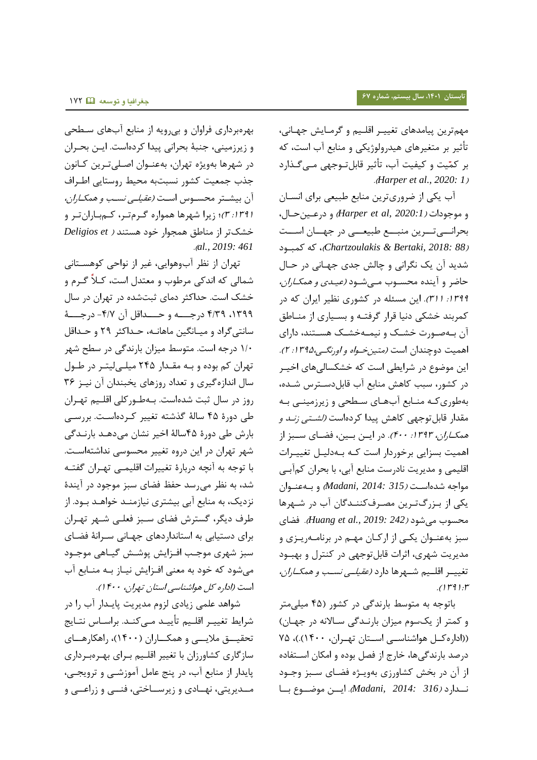مهم‌ترین پیامدهای تغییر اقلیم و گرمایش جهانی، تأثیر بر متغیرهای هیدرولوژیکی و منابع آب است، که بر کمّیت و کیفیت آب، تأثیر قابل‌توجهی می‌گذارد (Harper et al., 2020: 1).

آب یکی از ضروری‌ترین منابع طبیعی برای انسان و موجودات (Harper et al, 2020:1) و درعین‌حال، بحرانی‌ترین منبع طبیعی در جهان است (Chartzoulakis & Bertaki, 2018: 88)، که کمبود شدید آن یک نگرانی و چالش جدی جهانی در حال حاضر و آینده محسوب می‌شود (عیدی و همکاران، ۱۳۹۹: ۳۱۱). این مسئله در کشوری نظیر ایران که در کمربند خشکی دنیا قرار گرفته و بسیاری از مناطق آن به‌صورت خشک و نیمه‌خشک هستند، دارای اهمیت دوچندان است (متین‌خواه و اورنگی،۱۳۹۵: ۲). این موضوع در شرایطی است که خشکسالی‌های اخیر در کشور، سبب کاهش منابع آب قابل‌دسترس شده، به‌طوری‌که منابع آب‌های سطحی و زیرزمینی به مقدار قابل‌توجهی کاهش پیدا کرده‌است (لشتی زند و همکاران، ۱۳۹۳: ۴۰۰). در این بین، فضای سبز از اهمیت بسزایی برخوردار است که به‌دلیل تغییرات اقلیمی و مدیریت نادرست منابع آبی، با بحران کم‌آبی مواجه شده‌است (Madani, 2014: 315) و به‌عنوان یکی از بزرگ‌ترین مصرف‌کنندگان آب در شهرها محسوب می‌شود (Huang et al., 2019: 242). فضای سبز به‌عنوان یکی از ارکان مهم در برنامه‌ریزی و مدیریت شهری، اثرات قابل‌توجهی در کنترل و بهبود تغییر اقلیم شهرها دارد (عقیلی نسب و همکاران، ۱۳۹۱:۳).

باتوجه به متوسط بارندگی در کشور (۲۴۵ میلی‌متر و کمتر از یک‌سوم میزان بارندگی سالانه در جهان) ((اداره‌کل هواشناسی استان تهران، ۱۴۰۰).)، ۷۵ درصد بارندگی‌ها، خارج از فصل بوده و امکان استفاده از آن در بخش کشاورزی به‌ویژه فضای سبز وجود ندارد (Madani, 2014: 316). این موضوع با بهره‌برداری فراوان و بی‌رویه از منابع آب‌های سطحی و زیرزمینی، جنبهٔ بحرانی پیدا کرده‌است. این بحران در شهرها به‌ویژه تهران، به‌عنوان اصلی‌ترین کانون جذب جمعیت کشور نسبت‌به محیط روستایی اطراف آن بیشتر محسوس است (عقیلی نسب و همکاران، ۱۳۹۱: ۳)؛ زیرا شهرها همواره گرم‌تر، کم‌باران‌تر و خشک‌تر از مناطق همجوار خود هستند (Deligios et al., 2019: 461).

تهران از نظر آب‌وهوایی، غیر از نواحی کوهستانی شمالی که اندکی مرطوب و معتدل است، کلاً گرم و خشک است. حداکثر دمای ثبت‌شده در تهران در سال ۱۳۹۹، ۴/۳۹ درجه و حداقل آن ۴/۷- درجهٔ سانتی‌گراد و میانگین ماهانه، حداکثر ۲۹ و حداقل ۱/۰ درجه است. متوسط میزان بارندگی در سطح شهر تهران کم بوده و به مقدار ۲۴۵ میلی‌لیتر در طول سال اندازه‌گیری و تعداد روزهای یخبندان آن نیز ۳۶ روز در سال ثبت شده‌است. به‌طورکلی اقلیم تهران طی دورهٔ ۴۵ سالهٔ گذشته تغییر کرده‌است. بررسی بارش طی دورهٔ ۴۵سالهٔ اخیر نشان می‌دهد بارندگی شهر تهران در این دروه تغییر محسوسی نداشته‌است. با توجه به آنچه دربارهٔ تغییرات اقلیمی تهران گفته شد، به نظر می‌رسد حفظ فضای سبز موجود در آیندهٔ نزدیک، به منابع آبی بیشتری نیازمند خواهد بود. از طرف دیگر، گسترش فضای سبز فعلی شهر تهران برای دستیابی به استانداردهای جهانی سرانهٔ فضای سبز شهری موجب افزایش پوشش گیاهی موجود می‌شود که خود به معنی افزایش نیاز به منابع آب است (اداره کل هواشناسی استان تهران، ۱۴۰۰).

شواهد علمی زیادی لزوم مدیریت پایدار آب را در شرایط تغییر اقلیم تأیید می‌کند. براساس نتایج تحقیق ملایی و همکاران (۱۴۰۰)، راهکارهای سازگاری کشاورزان با تغییر اقلیم برای بهره‌برداری پایدار از منابع آب، در پنج عامل آموزشی و ترویجی، مدیریتی، نهادی و زیرساختی، فنی و زراعی و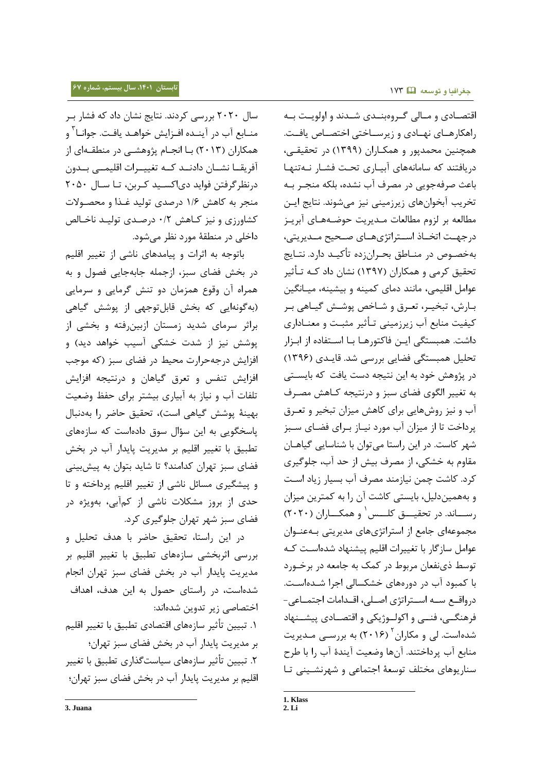اقتصـادی و مـالی گـروه‌بنـدی شـدند و اولویـت بـه راهکارهـای نهـادی و زیرسـاختی اختصـاص یافـت. همچنین محمدپور و همکـاران (۱۳۹۹) در تحقیقـی، دریافتند که سامانه‌های آبیـاری تحـت فشـار نـه‌تنهـا باعث صرفه‌جویی در مصرف آب نشده، بلکه منجـر بـه تخریب آبخوان‌های زیرزمینی نیز می‌شوند. نتایج ایـن مطالعه بر لزوم مطالعات مـدیریت حوضـه‌هـای آبریـز درجهـت اتخـاذ اسـتراتژی‌هـای صـحیح مـدیریتی، به‌خصـوص در منـاطق بحـران‌زده تأکیـد دارد. نتـایج تحقیق کرمی و همکاران (۱۳۹۷) نشان داد کـه تـأثیر عوامل اقلیمی، مانند دمای کمینه و بیشینه، میـانگین بـارش، تبخیـر، تعـرق و شـاخص پوشـش گیـاهی بـر کیفیت منابع آب زیرزمینی تـأثیر مثبـت و معنـاداری داشت. همبستگی ایـن فاکتورهـا بـا اسـتفاده از ابـزار تحلیل همبستگی فضایی بررسی شد. قایـدی (۱۳۹۶) در پژوهش خود به این نتیجه دست یافت که بایسـتی به تغییر الگوی فضای سبز و درنتیجه کـاهش مصـرف آب و نیز روش‌هایی برای کاهش میزان تبخیر و تعـرق پرداخت تا از میزان آب مورد نیـاز بـرای فضـای سـبز شهر کاست. در این راستا می‌توان با شناسایی گیاهـان مقاوم به خشکی، از مصرف بیش از حد آب، جلوگیری کرد. کاشت چمن نیازمند مصرف آب بسیار زیاد اسـت و به‌همین‌دلیل، بایستی کاشت آن را به کمترین میزان رسـاند. در تحقیـق کلـس[1] و همکـاران (۲۰۲۰) مجموعه‌ای جامع از استراتژی‌های مدیریتی بـه‌عنـوان عوامل سازگار با تغییرات اقلیم پیشنهاد شده‌اسـت کـه توسط ذی‌نفعان مربوط در کمک به جامعه در برخـورد با کمبود آب در دوره‌های خشکسالی اجرا شـده‌اسـت. درواقـع سـه اسـتراتژی اصـلی، اقـدامات اجتمـاعی-فرهنگـی، فنـی و اکولـوژیکی و اقتصـادی پیشـنهاد شده‌است. لی و مکاران[2] (۲۰۱۶) به بررسـی مـدیریت منابع آب پرداختند. آن‌ها وضعیت آیندهٔ آب را با طرح سناریوهای مختلف توسعهٔ اجتماعی و شهرنشـینی تـا سال ۲۰۲۰ بررسی کردند. نتایج نشان داد که فشار بـر منـابع آب در آینـده افـزایش خواهـد یافـت. جوانـا[3] و همکاران (۲۰۱۳) بـا انجـام پژوهشـی در منطقـه‌ای از آفریقـا نشـان دادنـد کـه تغییـرات اقلیمـی بـدون درنظرگرفتن فواید دی‌اکسـید کـربن، تـا سـال ۲۰۵۰ منجر به کاهش ۱/۶ درصدی تولید غـذا و محصـولات کشاورزی و نیز کـاهش ۰/۲ درصـدی تولیـد ناخـالص داخلی در منطقهٔ مورد نظر می‌شود.

باتوجه به اثرات و پیامدهای ناشی از تغییر اقلیم در بخش فضای سبز، ازجمله جابه‌جایی فصول و به همراه آن وقوع همزمان دو تنش گرمایی و سرمایی (به‌گونه‌ای که بخش قابل‌توجهی از پوشش گیاهی براثر سرمای شدید زمستان ازبین‌رفته و بخشی از پوشش نیز از شدت خشکی آسیب خواهد دید) و افزایش درجه‌حرارت محیط در فضای سبز (که موجب افزایش تنفس و تعرق گیاهان و درنتیجه افزایش تلفات آب و نیاز به آبیاری بیشتر برای حفظ وضعیت بهینهٔ پوشش گیاهی است)، تحقیق حاضر را به‌دنبال پاسخگویی به این سؤال سوق داده‌است که سازه‌های تطبیق با تغییر اقلیم بر مدیریت پایدار آب در بخش فضای سبز تهران کدامند؟ تا شاید بتوان به پیش‌بینی و پیشگیری مسائل ناشی از تغییر اقلیم پرداخته و تا حدی از بروز مشکلات ناشی از کم‌آبی، به‌ویژه در فضای سبز شهر تهران جلوگیری کرد.

در این راستا، تحقیق حاضر با هدف تحلیل و بررسی اثربخشی سازه‌های تطبیق با تغییر اقلیم بر مدیریت پایدار آب در بخش فضای سبز تهران انجام شده‌است، در راستای حصول به این هدف، اهداف اختصاصی زیر تدوین شده‌اند:

۱. تبیین تأثیر سازه‌های اقتصادی تطبیق با تغییر اقلیم بر مدیریت پایدار آب در بخش فضای سبز تهران؛

۲. تبیین تأثیر سازه‌های سیاست‌گذاری تطبیق با تغییر اقلیم بر مدیریت پایدار آب در بخش فضای سبز تهران؛

---

1. Klass
2. Li
3. Juana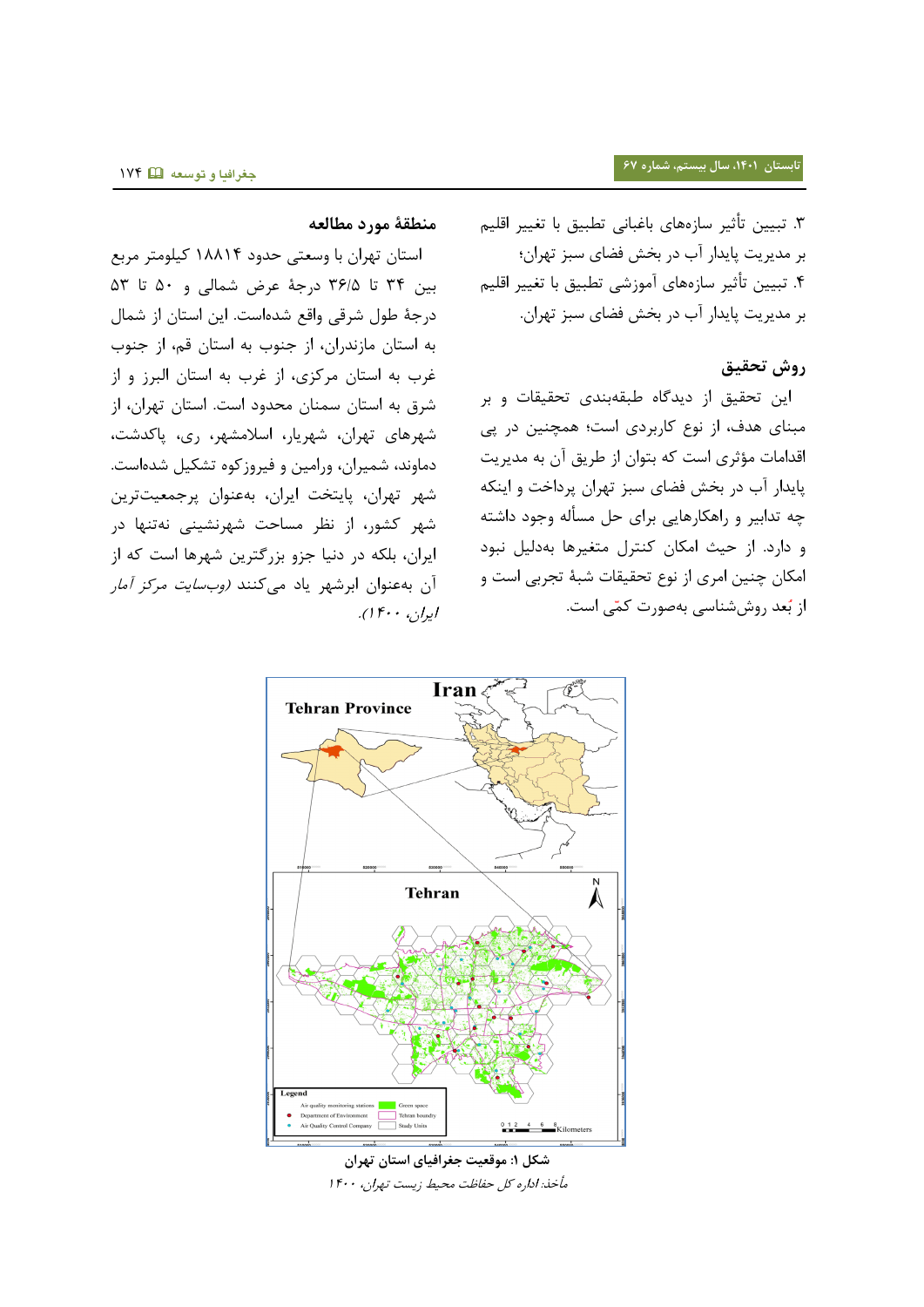۳. تبیین تأثیر سازه‌های باغبانی تطبیق با تغییر اقلیم بر مدیریت پایدار آب در بخش فضای سبز تهران؛

۴. تبیین تأثیر سازه‌های آموزشی تطبیق با تغییر اقلیم بر مدیریت پایدار آب در بخش فضای سبز تهران.

## روش تحقیق

این تحقیق از دیدگاه طبقه‌بندی تحقیقات و بر مبنای هدف، از نوع کاربردی است؛ همچنین در پی اقدامات مؤثری است که بتوان از طریق آن به مدیریت پایدار آب در بخش فضای سبز تهران پرداخت و اینکه چه تدابیر و راهکارهایی برای حل مسأله وجود داشته و دارد. از حیث امکان کنترل متغیرها به‌دلیل نبود امکان چنین امری از نوع تحقیقات شبهٔ تجربی است و از بُعد روش‌شناسی به‌صورت کمّی است.

## منطقهٔ مورد مطالعه

استان تهران با وسعتی حدود ۱۸۸۱۴ کیلومتر مربع بین ۳۴ تا ۳۶/۵ درجهٔ عرض شمالی و ۵۰ تا ۵۳ درجهٔ طول شرقی واقع شده‌است. این استان از شمال به استان مازندران، از جنوب به استان قم، از جنوب غرب به استان مرکزی، از غرب به استان البرز و از شرق به استان سمنان محدود است. استان تهران، از شهرهای تهران، شهریار، اسلامشهر، ری، پاکدشت، دماوند، شمیران، ورامین و فیروزکوه تشکیل شده‌است. شهر تهران، پایتخت ایران، به‌عنوان پرجمعیت‌ترین شهر کشور، از نظر مساحت شهرنشینی نه‌تنها در ایران، بلکه در دنیا جزو بزرگترین شهرها است که از آن به‌عنوان ابرشهر یاد می‌کنند *(وب‌سایت مرکز آمار ایران، ۱۴۰۰).*

**شکل ۱: موقعیت جغرافیای استان تهران**

*مأخذ: ادارهٔ کل حفاظت محیط زیست تهران، ۱۴۰۰*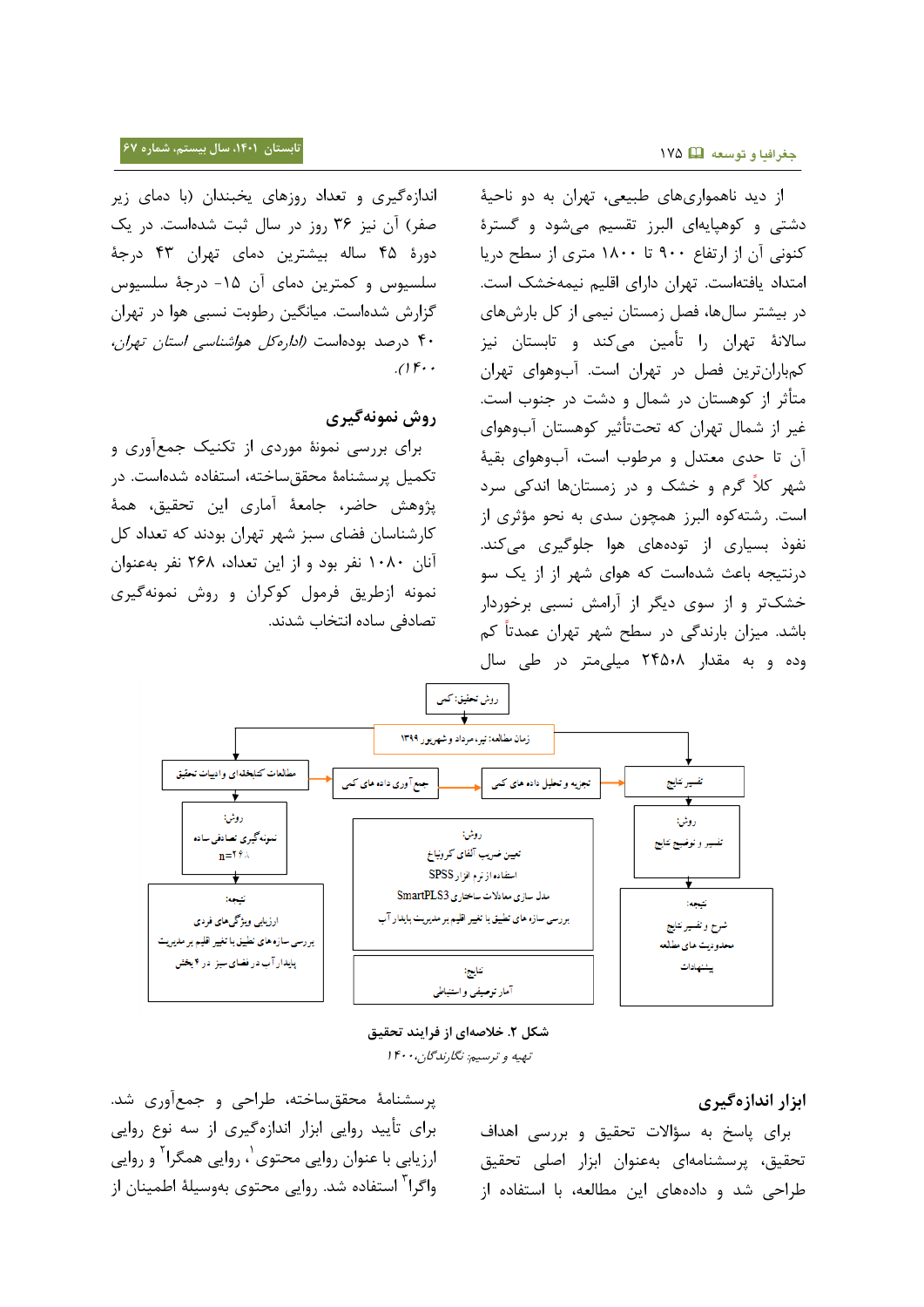از دید ناهمواری‌های طبیعی، تهران به دو ناحیهٔ دشتی و کوهپایه‌ای البرز تقسیم می‌شود و گسترهٔ کنونی آن از ارتفاع ۹۰۰ تا ۱۸۰۰ متری از سطح دریا امتداد یافته‌است. تهران دارای اقلیم نیمه‌خشک است. در بیشتر سال‌ها، فصل زمستان نیمی از کل بارش‌های سالانهٔ تهران را تأمین می‌کند و تابستان نیز کم‌باران‌ترین فصل در تهران است. آب‌وهوای تهران متأثر از کوهستان در شمال و دشت در جنوب است. غیر از شمال تهران که تحت‌تأثیر کوهستان آب‌وهوای آن تا حدی معتدل و مرطوب است، آب‌وهوای بقیهٔ شهر کلاً گرم و خشک و در زمستان‌ها اندکی سرد است. رشته‌کوه البرز همچون سدی به نحو مؤثری از نفوذ بسیاری از توده‌های هوا جلوگیری می‌کند. درنتیجه باعث شده‌است که هوای شهر از یک سو خشک‌تر و از سوی دیگر از آرامش نسبی برخوردار باشد. میزان بارندگی در سطح شهر تهران عمدتاً کم بوده و به مقدار ۲۴۵٫۸ میلی‌متر در طی سال اندازه‌گیری و تعداد روزهای یخبندان (با دمای زیر صفر) آن نیز ۳۶ روز در سال ثبت شده‌است. در یک دورهٔ ۴۵ ساله بیشترین دمای تهران ۴۳ درجهٔ سلسیوس و کمترین دمای آن ۱۵- درجهٔ سلسیوس گزارش شده‌است. میانگین رطوبت نسبی هوا در تهران ۴۰ درصد بوده‌است *(اداره‌کل هواشناسی استان تهران، ۱۴۰۰)*.

## روش نمونه‌گیری

برای بررسی نمونهٔ موردی از تکنیک جمع‌آوری و تکمیل پرسشنامهٔ محقق‌ساخته، استفاده شده‌است. در پژوهش حاضر، جامعهٔ آماری این تحقیق، همهٔ کارشناسان فضای سبز شهر تهران بودند که تعداد کل آنان ۱۰۸۰ نفر بود و از این تعداد، ۲۶۸ نفر به‌عنوان نمونه ازطریق فرمول کوکران و روش نمونه‌گیری تصادفی ساده انتخاب شدند.

روش تحقیق: کمی

زمان مطالعه: تیر، مرداد و شهریور ۱۳۹۹

| مطالعات کتابخانه‌ای و ادبیات تحقیق | جمع‌آوری داده‌های کمی | تجزیه و تحلیل داده‌های کمی | تفسیر نتایج |
|---|---|---|---|
| روش: نمونه‌گیری تصادفی ساده n=۲۶۸ | | روش: تعیین ضریب آلفای کرونباخ؛ استفاده از نرم افزار SPSS؛ مدل سازی معادلات ساختاری SmartPLS3؛ بررسی سازه‌های تطبیق با تغییر اقلیم بر مدیریت پایدار آب | روش: تفسیر و توضیح نتایج |
| نتیجه: ارزیابی ویژگی‌های فردی؛ بررسی سازه‌های تطبیق با تغییر اقلیم بر مدیریت پایدار آب در فضای سبز در ۴ بخش | | نتایج: آمار توصیفی و استنباطی | نتیجه: شرح و تفسیر نتایج؛ محدودیت‌های مطالعه؛ پیشنهادات |

**شکل ۲. خلاصه‌ای از فرایند تحقیق**

*تهیه و ترسیم: نگارندگان، ۱۴۰۰*

## ابزار اندازه‌گیری

برای پاسخ به سؤالات تحقیق و بررسی اهداف تحقیق، پرسشنامه‌ای به‌عنوان ابزار اصلی تحقیق طراحی شد و داده‌های این مطالعه، با استفاده از پرسشنامهٔ محقق‌ساخته، طراحی و جمع‌آوری شد. برای تأیید روایی ابزار اندازه‌گیری از سه نوع روایی ارزیابی با عنوان روایی محتوی[1]، روایی همگرا[2] و روایی واگرا[3] استفاده شد. روایی محتوی به‌وسیلهٔ اطمینان از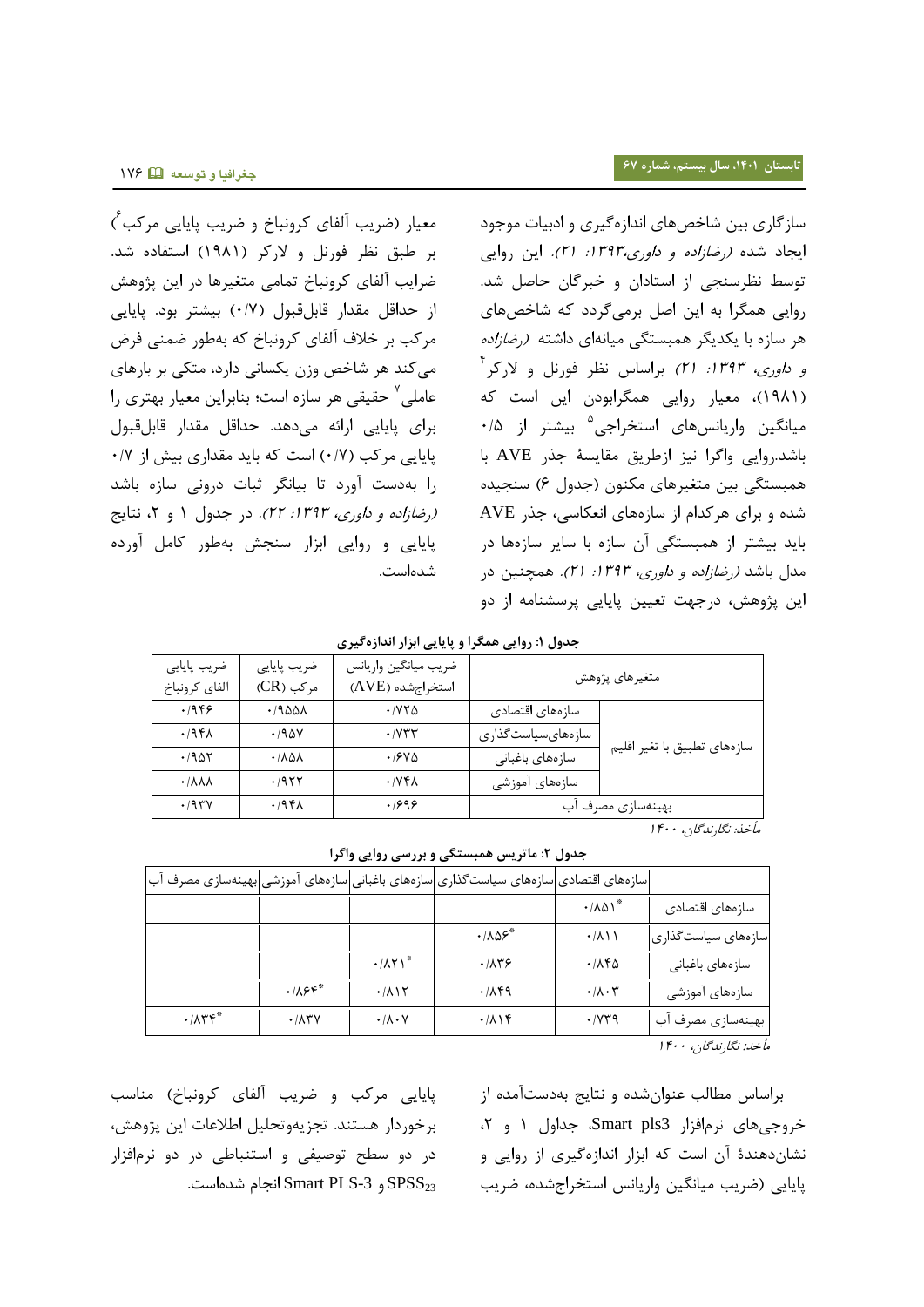سازگاری بین شاخص‌های اندازه‌گیری و ادبیات موجود ایجاد شده *(رضازاده و داوری،۱۳۹۳: ۲۱)*. این روایی توسط نظرسنجی از استادان و خبرگان حاصل شد. روایی همگرا به این اصل برمی‌گردد که شاخص‌های هر سازه با یکدیگر همبستگی میانه‌ای داشته *(رضازاده و داوری، ۱۳۹۳: ۲۱)* براساس نظر فورنل و لارکر[۴] (۱۹۸۱)، معیار روایی همگرابودن این است که میانگین واریانس‌های استخراجی[۵] بیشتر از ۰/۵ باشد.روایی واگرا نیز ازطریق مقایسهٔ جذر AVE با همبستگی بین متغیرهای مکنون (جدول ۶) سنجیده شده و برای هرکدام از سازه‌های انعکاسی، جذر AVE باید بیشتر از همبستگی آن سازه با سایر سازه‌ها در مدل باشد *(رضازاده و داوری، ۱۳۹۳: ۲۱)*. همچنین در این پژوهش، درجهت تعیین پایایی پرسشنامه از دو معیار (ضریب آلفای کرونباخ و ضریب پایایی مرکب[۶]) بر طبق نظر فورنل و لارکر (۱۹۸۱) استفاده شد. ضرایب آلفای کرونباخ تمامی متغیرها در این پژوهش از حداقل مقدار قابل‌قبول (۰/۷) بیشتر بود. پایایی مرکب بر خلاف آلفای کرونباخ که به‌طور ضمنی فرض می‌کند هر شاخص وزن یکسانی دارد، متکی بر بارهای عاملی[۷] حقیقی هر سازه است؛ بنابراین معیار بهتری را برای پایایی ارائه می‌دهد. حداقل مقدار قابل‌قبول پایایی مرکب (۰/۷) است که باید مقداری بیش از ۰/۷ را به‌دست آورد تا بیانگر ثبات درونی سازه باشد *(رضازاده و داوری، ۱۳۹۳: ۲۲)*. در جدول ۱ و ۲، نتایج پایایی و روایی ابزار سنجش به‌طور کامل آورده شده‌است.

**جدول ۱: روایی همگرا و پایایی ابزار اندازه‌گیری**

| متغیرهای پژوهش | | ضریب میانگین واریانس استخراج‌شده (AVE) | ضریب پایایی مرکب (CR) | ضریب پایایی آلفای کرونباخ |
|---|---|---|---|---|
| سازه‌های تطبیق با تغیر اقلیم | سازه‌های اقتصادی | ۰/۷۲۵ | ۰/۹۵۵۸ | ۰/۹۴۶ |
| | سازه‌های‌سیاست‌گذاری | ۰/۷۳۳ | ۰/۹۵۷ | ۰/۹۴۸ |
| | سازه‌های باغبانی | ۰/۶۷۵ | ۰/۸۵۸ | ۰/۹۵۲ |
| | سازه‌های آموزشی | ۰/۷۴۸ | ۰/۹۲۲ | ۰/۸۸۸ |
| بهینه‌سازی مصرف آب | | ۰/۶۹۶ | ۰/۹۴۸ | ۰/۹۳۷ |

*مأخذ: نگارندگان، ۱۴۰۰*

**جدول ۲: ماتریس همبستگی و بررسی روایی واگرا**

| | سازه‌های اقتصادی | سازه‌های سیاست‌گذاری | سازه‌های باغبانی | سازه‌های آموزشی | بهینه‌سازی مصرف آب |
|---|---|---|---|---|---|
| سازه‌های اقتصادی | ۰/۸۵۱* | | | | |
| سازه‌های سیاست‌گذاری | ۰/۸۱۱ | ۰/۸۵۶* | | | |
| سازه‌های باغبانی | ۰/۸۴۵ | ۰/۸۳۶ | ۰/۸۲۱* | | |
| سازه‌های آموزشی | ۰/۸۰۳ | ۰/۸۴۹ | ۰/۸۱۲ | ۰/۸۶۴* | |
| بهینه‌سازی مصرف آب | ۰/۷۳۹ | ۰/۸۱۴ | ۰/۸۰۷ | ۰/۸۳۷ | ۰/۸۳۴* |

*مأخذ: نگارندگان، ۱۴۰۰*

براساس مطالب عنوان‌شده و نتایج به‌دست‌آمده از خروجی‌های نرم‌افزار Smart pls3، جداول ۱ و ۲، نشان‌دهندهٔ آن است که ابزار اندازه‌گیری از روایی و پایایی (ضریب میانگین واریانس استخراج‌شده، ضریب پایایی مرکب و ضریب آلفای کرونباخ) مناسب برخوردار هستند. تجزیه‌وتحلیل اطلاعات این پژوهش، در دو سطح توصیفی و استنباطی در دو نرم‌افزار $SPSS_{23}$ و Smart PLS-3 انجام شده‌است.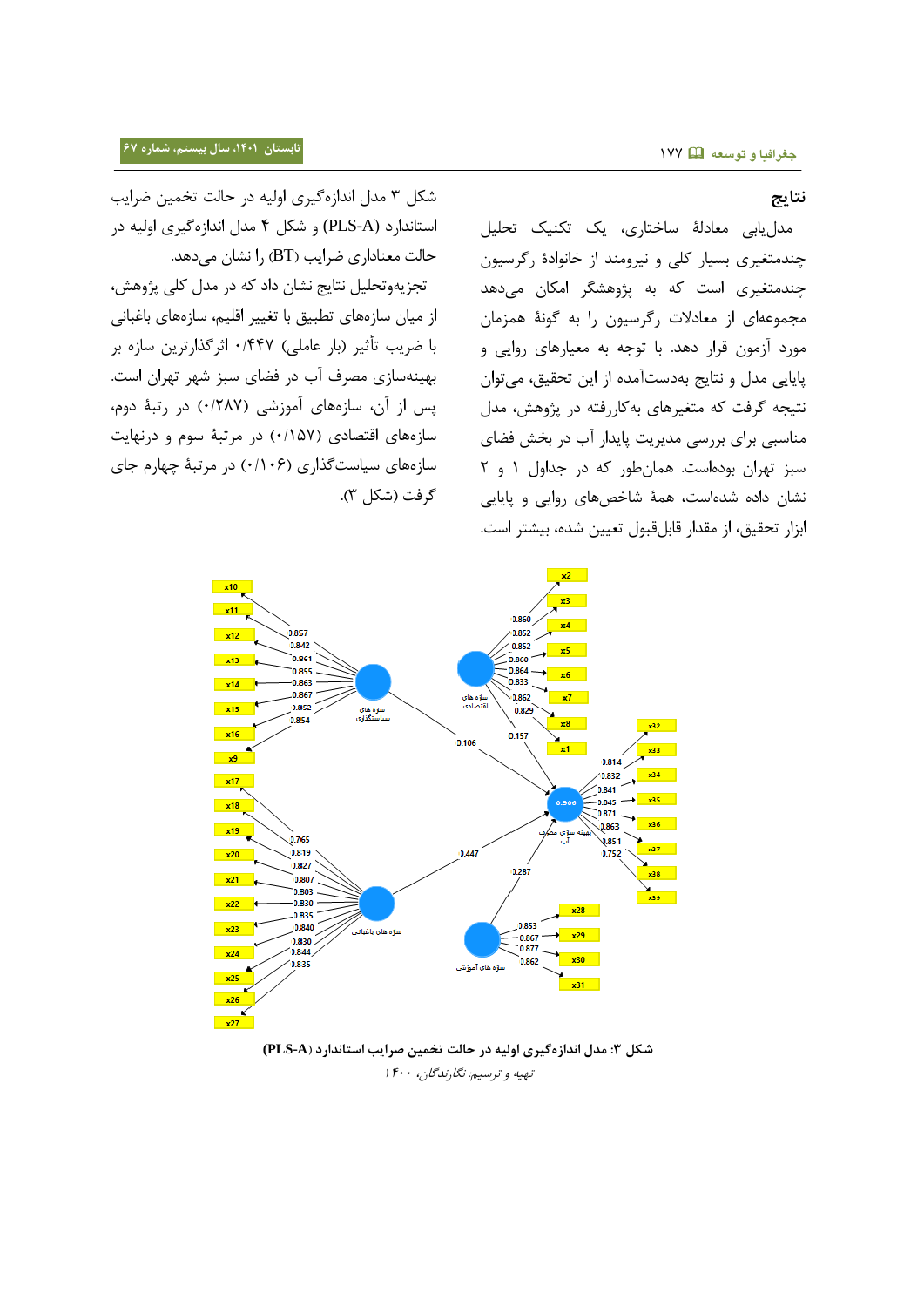## نتایج

مدل‌یابی معادلۀ ساختاری، یک تکنیک تحلیل چندمتغیری بسیار کلی و نیرومند از خانوادۀ رگرسیون چندمتغیری است که به پژوهشگر امکان می‌دهد مجموعه‌ای از معادلات رگرسیون را به گونۀ همزمان مورد آزمون قرار دهد. با توجه به معیارهای روایی و پایایی مدل و نتایج به‌دست‌آمده از این تحقیق، می‌توان نتیجه گرفت که متغیرهای به‌کاررفته در پژوهش، مدل مناسبی برای بررسی مدیریت پایدار آب در بخش فضای سبز تهران بوده‌است. همان‌طور که در جداول ۱ و ۲ نشان داده شده‌است، همۀ شاخص‌های روایی و پایایی ابزار تحقیق، از مقدار قابل‌قبول تعیین شده، بیشتر است.

شکل ۳ مدل اندازه‌گیری اولیه در حالت تخمین ضرایب استاندارد (PLS-A) و شکل ۴ مدل اندازه‌گیری اولیه در حالت معناداری ضرایب (BT) را نشان می‌دهد.

تجزیه‌وتحلیل نتایج نشان داد که در مدل کلی پژوهش، از میان سازه‌های تطبیق با تغییر اقلیم، سازه‌های باغبانی با ضریب تأثیر (بار عاملی) ۰/۴۴۷ اثرگذارترین سازه بر بهینه‌سازی مصرف آب در فضای سبز شهر تهران است. پس از آن، سازه‌های آموزشی (۰/۲۸۷) در رتبۀ دوم، سازه‌های اقتصادی (۰/۱۵۷) در مرتبۀ سوم و درنهایت سازه‌های سیاست‌گذاری (۰/۱۰۶) در مرتبۀ چهارم جای گرفت (شکل ۳).

**شکل ۳: مدل اندازه‌گیری اولیه در حالت تخمین ضرایب استاندارد (PLS-A)**

*تهیه و ترسیم: نگارندگان، ۱۴۰۰*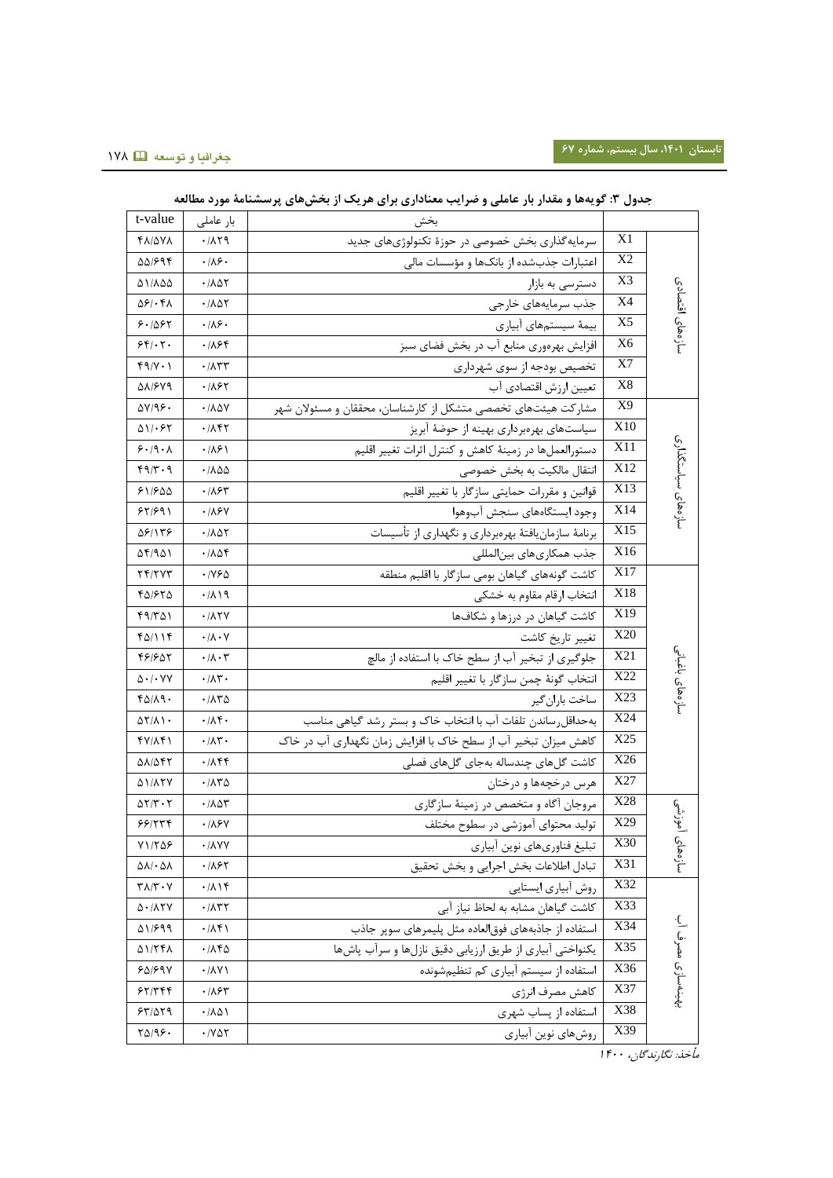**جدول ۳: گویه‌ها و مقدار بار عاملی و ضرایب معناداری برای هریک از بخش‌های پرسشنامهٔ مورد مطالعه**

| | | بخش | بار عاملی | t-value |
|---|---|---|---|---|
| سازه‌های اقتصادی | X1 | سرمایه‌گذاری بخش خصوصی در حوزهٔ تکنولوژی‌های جدید | ۰/۸۲۹ | ۴۸/۵۷۸ |
| | X2 | اعتبارات جذب‌شده از بانک‌ها و مؤسسات مالی | ۰/۸۶۰ | ۵۵/۶۹۴ |
| | X3 | دسترسی به بازار | ۰/۸۵۲ | ۵۱/۸۵۵ |
| | X4 | جذب سرمایه‌های خارجی | ۰/۸۵۲ | ۵۶/۰۴۸ |
| | X5 | بیمهٔ سیستم‌های آبیاری | ۰/۸۶۰ | ۶۰/۵۶۲ |
| | X6 | افزایش بهره‌وری منابع آب در بخش فضای سبز | ۰/۸۶۴ | ۶۴/۰۲۰ |
| | X7 | تخصیص بودجه از سوی شهرداری | ۰/۸۳۳ | ۴۹/۷۰۱ |
| | X8 | تعیین ارزش اقتصادی آب | ۰/۸۶۲ | ۵۸/۶۷۹ |
| سازه‌های سیاستگذاری | X9 | مشارکت هیئت‌های تخصصی متشکل از کارشناسان، محققان و مسئولان شهر | ۰/۸۵۷ | ۵۷/۹۶۰ |
| | X10 | سیاست‌های بهره‌برداری بهینه از حوضهٔ آبریز | ۰/۸۴۲ | ۵۱/۰۶۲ |
| | X11 | دستورالعمل‌ها در زمینهٔ کاهش و کنترل اثرات تغییر اقلیم | ۰/۸۶۱ | ۶۰/۹۰۸ |
| | X12 | انتقال مالکیت به بخش خصوصی | ۰/۸۵۵ | ۴۹/۳۰۹ |
| | X13 | قوانین و مقررات حمایتی سازگار با تغییر اقلیم | ۰/۸۶۳ | ۶۱/۶۵۵ |
| | X14 | وجود ایستگاه‌های سنجش آب‌وهوا | ۰/۸۶۷ | ۶۲/۶۹۱ |
| | X15 | برنامهٔ سازمان‌یافتهٔ بهره‌برداری و نگهداری از تأسیسات | ۰/۸۵۲ | ۵۶/۱۳۶ |
| | X16 | جذب همکاری‌های بین‌المللی | ۰/۸۵۴ | ۵۴/۹۵۱ |
| سازه‌های باغبانی | X17 | کاشت گونه‌های گیاهان بومی سازگار با اقلیم منطقه | ۰/۷۶۵ | ۲۴/۲۷۳ |
| | X18 | انتخاب ارقام مقاوم به خشکی | ۰/۸۱۹ | ۴۵/۶۲۵ |
| | X19 | کاشت گیاهان در درزها و شکاف‌ها | ۰/۸۲۷ | ۴۹/۳۵۱ |
| | X20 | تغییر تاریخ کاشت | ۰/۸۰۷ | ۴۵/۱۱۴ |
| | X21 | جلوگیری از تبخیر آب از سطح خاک با استفاده از مالچ | ۰/۸۰۳ | ۴۶/۶۵۲ |
| | X22 | انتخاب گونهٔ چمن سازگار با تغییر اقلیم | ۰/۸۳۰ | ۵۰/۰۷۷ |
| | X23 | ساخت باران‌گیر | ۰/۸۳۵ | ۴۵/۸۹۰ |
| | X24 | به‌حداقل‌رساندن تلفات آب با انتخاب خاک و بستر رشد گیاهی مناسب | ۰/۸۴۰ | ۵۲/۸۱۰ |
| | X25 | کاهش میزان تبخیر آب از سطح خاک با افزایش زمان نگهداری آب در خاک | ۰/۸۳۰ | ۴۷/۸۴۱ |
| | X26 | کاشت گل‌های چندساله به‌جای گل‌های فصلی | ۰/۸۴۴ | ۵۸/۵۴۲ |
| | X27 | هرس درختچه‌ها و درختان | ۰/۸۳۵ | ۵۱/۸۲۷ |
| سازه‌های آموزشی | X28 | مروجان آگاه و متخصص در زمینهٔ سازگاری | ۰/۸۵۳ | ۵۲/۳۰۲ |
| | X29 | تولید محتوای آموزشی در سطوح مختلف | ۰/۸۶۷ | ۶۶/۲۳۴ |
| | X30 | تبلیغ فناوری‌های نوین آبیاری | ۰/۸۷۷ | ۷۱/۲۵۶ |
| | X31 | تبادل اطلاعات بخش اجرایی و بخش تحقیق | ۰/۸۶۲ | ۵۸/۰۵۸ |
| بهینه‌سازی مصرف آب | X32 | روش آبیاری ایستایی | ۰/۸۱۴ | ۳۸/۳۰۷ |
| | X33 | کاشت گیاهان مشابه به لحاظ نیاز آبی | ۰/۸۳۲ | ۵۰/۸۲۷ |
| | X34 | استفاده از جاذبه‌های فوق‌العاده مثل پلیمرهای سوپر جاذب | ۰/۸۴۱ | ۵۱/۶۹۹ |
| | X35 | یکنواختی آبیاری از طریق ارزیابی دقیق نازل‌ها و سرآب پاش‌ها | ۰/۸۴۵ | ۵۱/۲۴۸ |
| | X36 | استفاده از سیستم آبیاری کم تنظیم‌شونده | ۰/۸۷۱ | ۶۵/۶۹۷ |
| | X37 | کاهش مصرف انرژی | ۰/۸۶۳ | ۶۲/۳۴۴ |
| | X38 | استفاده از پساب شهری | ۰/۸۵۱ | ۶۳/۵۲۹ |
| | X39 | روش‌های نوین آبیاری | ۰/۷۵۲ | ۲۵/۹۶۰ |

*مأخذ: نگارندگان، ۱۴۰۰*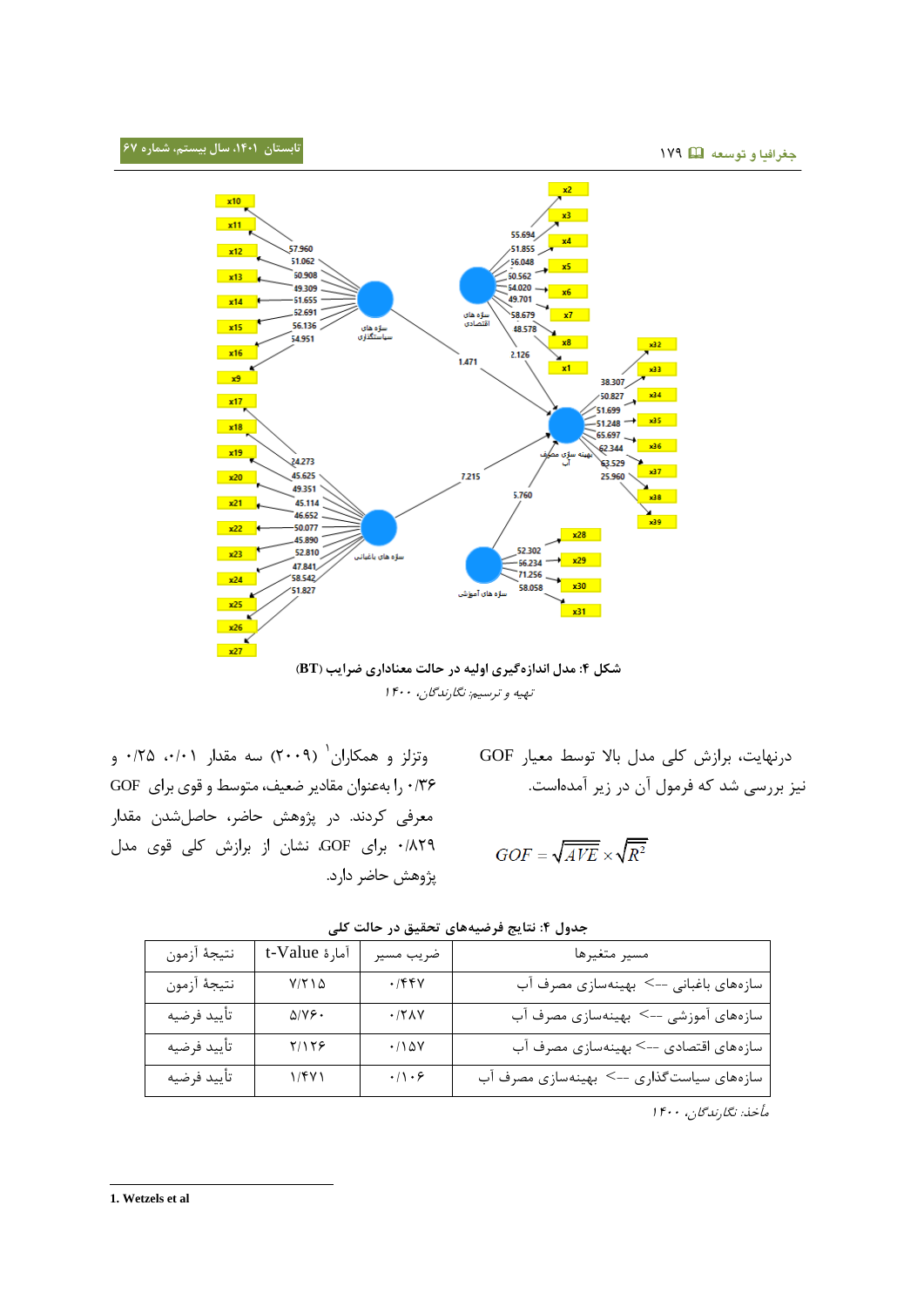شکل ۴: مدل اندازه‌گیری اولیه در حالت معناداری ضرایب (BT)

تهیه و ترسیم: نگارندگان، ۱۴۰۰

درنهایت، برازش کلی مدل بالا توسط معیار GOF نیز بررسی شد که فرمول آن در زیر آمده‌است.

$$GOF = \sqrt{AVE} \times \sqrt{R^2}$$

وتزلز و همکاران[1] (۲۰۰۹) سه مقدار ۰/۰۱، ۰/۲۵ و ۰/۳۶ را به‌عنوان مقادیر ضعیف، متوسط و قوی برای GOF معرفی کردند. در پژوهش حاضر، حاصل‌شدن مقدار ۰/۸۲۹ برای GOF، نشان از برازش کلی قوی مدل پژوهش حاضر دارد.

**جدول ۴: نتایج فرضیه‌های تحقیق در حالت کلی**

| مسیر متغیرها | ضریب مسیر | آمارهٔ t-Value | نتیجهٔ آزمون |
|---|---|---|---|
| سازه‌های باغبانی --> بهینه‌سازی مصرف آب | ۰/۴۴۷ | ۷/۲۱۵ | نتیجهٔ آزمون |
| سازه‌های آموزشی --> بهینه‌سازی مصرف آب | ۰/۲۸۷ | ۵/۷۶۰ | تأیید فرضیه |
| سازه‌های اقتصادی --> بهینه‌سازی مصرف آب | ۰/۱۵۷ | ۲/۱۲۶ | تأیید فرضیه |
| سازه‌های سیاست‌گذاری --> بهینه‌سازی مصرف آب | ۰/۱۰۶ | ۱/۴۷۱ | تأیید فرضیه |

مأخذ: نگارندگان، ۱۴۰۰

1. Wetzels et al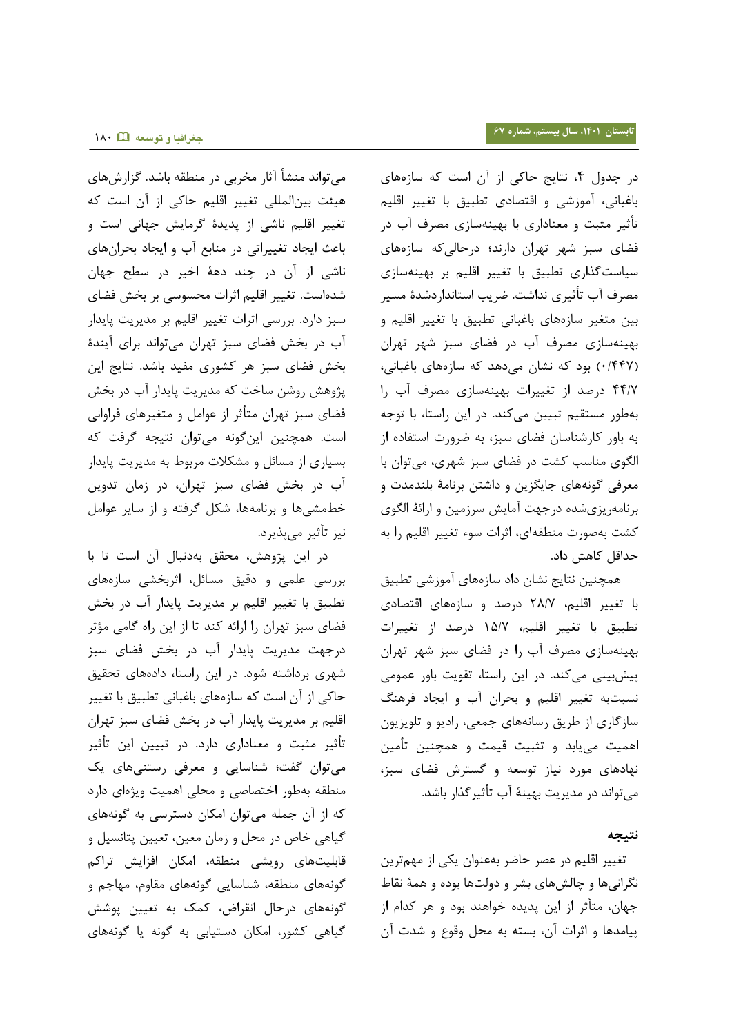در جدول ۴، نتایج حاکی از آن است که سازه‌های باغبانی، آموزشی و اقتصادی تطبیق با تغییر اقلیم تأثیر مثبت و معناداری با بهینه‌سازی مصرف آب در فضای سبز شهر تهران دارند؛ درحالی‌که سازه‌های سیاست‌گذاری تطبیق با تغییر اقلیم بر بهینه‌سازی مصرف آب تأثیری نداشت. ضریب استانداردشدهٔ مسیر بین متغیر سازه‌های باغبانی تطبیق با تغییر اقلیم و بهینه‌سازی مصرف آب در فضای سبز شهر تهران (۰/۴۴۷) بود که نشان می‌دهد که سازه‌های باغبانی، ۴۴/۷ درصد از تغییرات بهینه‌سازی مصرف آب را به‌طور مستقیم تبیین می‌کند. در این راستا، با توجه به باور کارشناسان فضای سبز، به ضرورت استفاده از الگوی مناسب کشت در فضای سبز شهری، می‌توان با معرفی گونه‌های جایگزین و داشتن برنامهٔ بلندمدت و برنامه‌ریزی‌شده درجهت آمایش سرزمین و ارائهٔ الگوی کشت به‌صورت منطقه‌ای، اثرات سوء تغییر اقلیم را به حداقل کاهش داد.

همچنین نتایج نشان داد سازه‌های آموزشی تطبیق با تغییر اقلیم، ۲۸/۷ درصد و سازه‌های اقتصادی تطبیق با تغییر اقلیم، ۱۵/۷ درصد از تغییرات بهینه‌سازی مصرف آب را در فضای سبز شهر تهران پیش‌بینی می‌کند. در این راستا، تقویت باور عمومی نسبت‌به تغییر اقلیم و بحران آب و ایجاد فرهنگ سازگاری از طریق رسانه‌های جمعی، رادیو و تلویزیون اهمیت می‌یابد و تثبیت قیمت و همچنین تأمین نهاده‌های مورد نیاز توسعه و گسترش فضای سبز، می‌تواند در مدیریت بهینهٔ آب تأثیرگذار باشد.

## نتیجه

تغییر اقلیم در عصر حاضر به‌عنوان یکی از مهم‌ترین نگرانی‌ها و چالش‌های بشر و دولت‌ها بوده و همهٔ نقاط جهان، متأثر از این پدیده خواهند بود و هر کدام از پیامدها و اثرات آن، بسته به محل وقوع و شدت آن می‌تواند منشأ آثار مخربی در منطقه باشد. گزارش‌های هیئت بین‌المللی تغییر اقلیم حاکی از آن است که تغییر اقلیم ناشی از پدیدهٔ گرمایش جهانی است و باعث ایجاد تغییراتی در منابع آب و ایجاد بحران‌های ناشی از آن در چند دههٔ اخیر در سطح جهان شده‌است. تغییر اقلیم اثرات محسوسی بر بخش فضای سبز دارد. بررسی اثرات تغییر اقلیم بر مدیریت پایدار آب در بخش فضای سبز تهران می‌تواند برای آیندهٔ بخش فضای سبز هر کشوری مفید باشد. نتایج این پژوهش روشن ساخت که مدیریت پایدار آب در بخش فضای سبز تهران متأثر از عوامل و متغیرهای فراوانی است. همچنین این‌گونه می‌توان نتیجه گرفت که بسیاری از مسائل و مشکلات مربوط به مدیریت پایدار آب در بخش فضای سبز تهران، در زمان تدوین خط‌مشی‌ها و برنامه‌ها، شکل گرفته و از سایر عوامل نیز تأثیر می‌پذیرد.

در این پژوهش، محقق به‌دنبال آن است تا با بررسی علمی و دقیق مسائل، اثربخشی سازه‌های تطبیق با تغییر اقلیم بر مدیریت پایدار آب در بخش فضای سبز تهران را ارائه کند تا از این راه گامی مؤثر درجهت مدیریت پایدار آب در بخش فضای سبز شهری برداشته شود. در این راستا، داده‌های تحقیق حاکی از آن است که سازه‌های باغبانی تطبیق با تغییر اقلیم بر مدیریت پایدار آب در بخش فضای سبز تهران تأثیر مثبت و معناداری دارد. در تبیین این تأثیر می‌توان گفت؛ شناسایی و معرفی رستنی‌های یک منطقه به‌طور اختصاصی و محلی اهمیت ویژه‌ای دارد که از آن جمله می‌توان امکان دسترسی به گونه‌های گیاهی خاص در محل و زمان معین، تعیین پتانسیل و قابلیت‌های رویشی منطقه، امکان افزایش تراکم گونه‌های منطقه، شناسایی گونه‌های مقاوم، مهاجم و گونه‌های درحال انقراض، کمک به تعیین پوشش گیاهی کشور، امکان دستیابی به گونه یا گونه‌های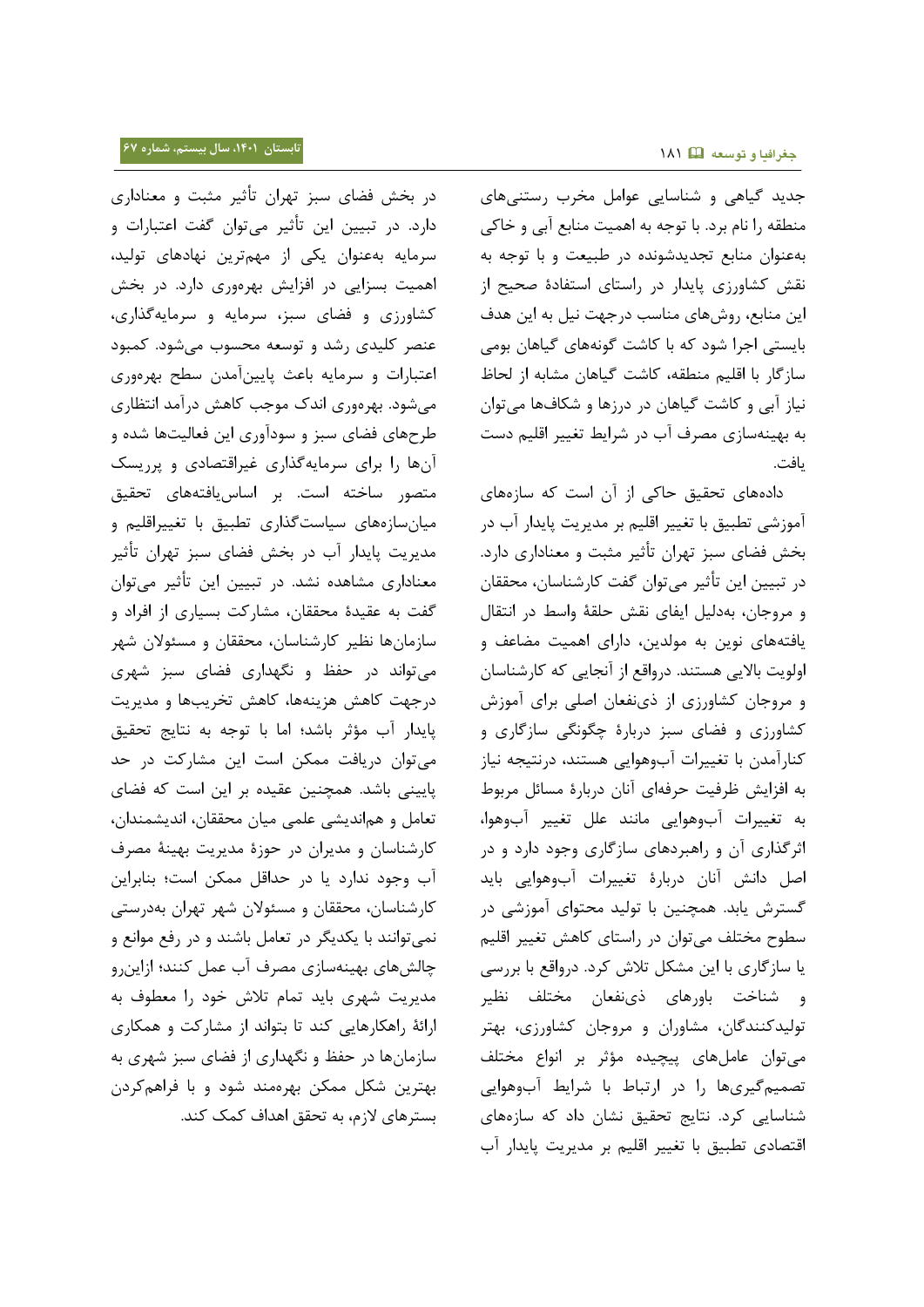جدید گیاهی و شناسایی عوامل مخرب رستنی‌های منطقه را نام برد. با توجه به اهمیت منابع آبی و خاکی به‌عنوان منابع تجدیدشونده در طبیعت و با توجه به نقش کشاورزی پایدار در راستای استفادهٔ صحیح از این منابع، روش‌های مناسب درجهت نیل به این هدف بایستی اجرا شود که با کاشت گونه‌های گیاهان بومی سازگار با اقلیم منطقه، کاشت گیاهان مشابه از لحاظ نیاز آبی و کاشت گیاهان در درزها و شکاف‌ها می‌توان به بهینه‌سازی مصرف آب در شرایط تغییر اقلیم دست یافت.

داده‌های تحقیق حاکی از آن است که سازه‌های آموزشی تطبیق با تغییر اقلیم بر مدیریت پایدار آب در بخش فضای سبز تهران تأثیر مثبت و معناداری دارد. در تبیین این تأثیر می‌توان گفت کارشناسان، محققان و مروجان، به‌دلیل ایفای نقش حلقهٔ واسط در انتقال یافته‌های نوین به مولدین، دارای اهمیت مضاعف و اولویت بالایی هستند. درواقع از آنجایی که کارشناسان و مروجان کشاورزی از ذی‌نفعان اصلی برای آموزش کشاورزی و فضای سبز دربارهٔ چگونگی سازگاری و کنارآمدن با تغییرات آب‌وهوایی هستند، درنتیجه نیاز به افزایش ظرفیت حرفه‌ای آنان دربارهٔ مسائل مربوط به تغییرات آب‌وهوایی مانند علل تغییر آب‌وهوا، اثرگذاری آن و راهبردهای سازگاری وجود دارد و در اصل دانش آنان دربارهٔ تغییرات آب‌وهوایی باید گسترش یابد. همچنین با تولید محتوای آموزشی در سطوح مختلف می‌توان در راستای کاهش تغییر اقلیم یا سازگاری با این مشکل تلاش کرد. درواقع با بررسی و شناخت باورهای ذی‌نفعان مختلف نظیر تولیدکنندگان، مشاوران و مروجان کشاورزی، بهتر می‌توان عامل‌های پیچیده مؤثر بر انواع مختلف تصمیم‌گیری‌ها را در ارتباط با شرایط آب‌وهوایی شناسایی کرد. نتایج تحقیق نشان داد که سازه‌های اقتصادی تطبیق با تغییر اقلیم بر مدیریت پایدار آب در بخش فضای سبز تهران تأثیر مثبت و معناداری دارد. در تبیین این تأثیر می‌توان گفت اعتبارات و سرمایه به‌عنوان یکی از مهم‌ترین نهادهای تولید، اهمیت بسزایی در افزایش بهره‌وری دارد. در بخش کشاورزی و فضای سبز، سرمایه و سرمایه‌گذاری، عنصر کلیدی رشد و توسعه محسوب می‌شود. کمبود اعتبارات و سرمایه باعث پایین‌آمدن سطح بهره‌وری می‌شود. بهره‌وری اندک موجب کاهش درآمد انتظاری طرح‌های فضای سبز و سودآوری این فعالیت‌ها شده و آن‌ها را برای سرمایه‌گذاری غیراقتصادی و پرریسک متصور ساخته است. بر اساس یافته‌های تحقیق میان‌سازه‌های سیاست‌گذاری تطبیق با تغییراقلیم و مدیریت پایدار آب در بخش فضای سبز تهران تأثیر معناداری مشاهده نشد. در تبیین این تأثیر می‌توان گفت به عقیدهٔ محققان، مشارکت بسیاری از افراد و سازمان‌ها نظیر کارشناسان، محققان و مسئولان شهر می‌تواند در حفظ و نگهداری فضای سبز شهری درجهت کاهش هزینه‌ها، کاهش تخریب‌ها و مدیریت پایدار آب مؤثر باشد؛ اما با توجه به نتایج تحقیق می‌توان دریافت ممکن است این مشارکت در حد پایینی باشد. همچنین عقیده بر این است که فضای تعامل و هم‌اندیشی علمی میان محققان، اندیشمندان، کارشناسان و مدیران در حوزهٔ مدیریت بهینهٔ مصرف آب وجود ندارد یا در حداقل ممکن است؛ بنابراین کارشناسان، محققان و مسئولان شهر تهران به‌درستی نمی‌توانند با یکدیگر در تعامل باشند و در رفع موانع و چالش‌های بهینه‌سازی مصرف آب عمل کنند؛ ازاین‌رو مدیریت شهری باید تمام تلاش خود را معطوف به ارائهٔ راهکارهایی کند تا بتواند از مشارکت و همکاری سازمان‌ها در حفظ و نگهداری از فضای سبز شهری به بهترین شکل ممکن بهره‌مند شود و با فراهم‌کردن بسترهای لازم، به تحقق اهداف کمک کند.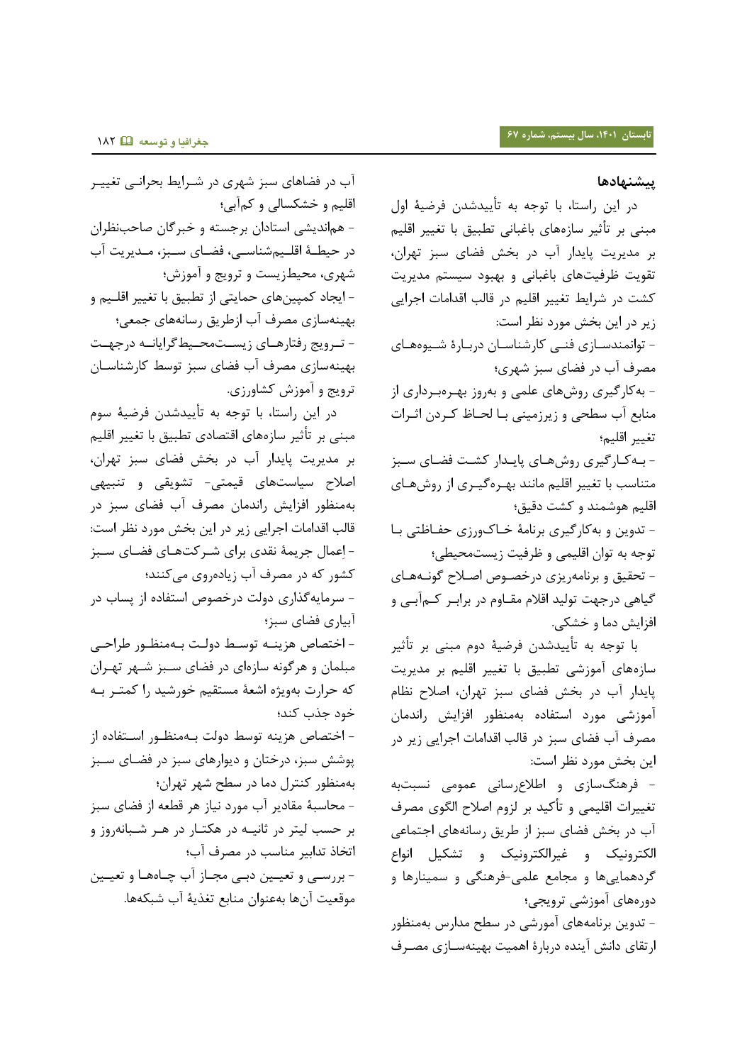## پیشنهادها

در این راستا، با توجه به تأییدشدن فرضیهٔ اول مبنی بر تأثیر سازه‌های باغبانی تطبیق با تغییر اقلیم بر مدیریت پایدار آب در بخش فضای سبز تهران، تقویت ظرفیت‌های باغبانی و بهبود سیستم مدیریت کشت در شرایط تغییر اقلیم در قالب اقدامات اجرایی زیر در این بخش مورد نظر است:

- توانمندسازی فنی کارشناسان دربارهٔ شیوه‌های مصرف آب در فضای سبز شهری؛
- به‌کارگیری روش‌های علمی و به‌روز بهره‌برداری از منابع آب سطحی و زیرزمینی با لحاظ کردن اثرات تغییر اقلیم؛
- به‌کارگیری روش‌های پایدار کشت فضای سبز متناسب با تغییر اقلیم مانند بهره‌گیری از روش‌های اقلیم هوشمند و کشت دقیق؛
- تدوین و به‌کارگیری برنامهٔ خاک‌ورزی حفاظتی با توجه به توان اقلیمی و ظرفیت زیست‌محیطی؛
- تحقیق و برنامه‌ریزی درخصوص اصلاح گونه‌های گیاهی درجهت تولید اقلام مقاوم در برابر کم‌آبی و افزایش دما و خشکی.

با توجه به تأییدشدن فرضیهٔ دوم مبنی بر تأثیر سازه‌های آموزشی تطبیق با تغییر اقلیم بر مدیریت پایدار آب در بخش فضای سبز تهران، اصلاح نظام آموزشی مورد استفاده به‌منظور افزایش راندمان مصرف آب فضای سبز در قالب اقدامات اجرایی زیر در این بخش مورد نظر است:

- فرهنگ‌سازی و اطلاع‌رسانی عمومی نسبت‌به تغییرات اقلیمی و تأکید بر لزوم اصلاح الگوی مصرف آب در بخش فضای سبز از طریق رسانه‌های اجتماعی الکترونیک و غیرالکترونیک و تشکیل انواع گردهمایی‌ها و مجامع علمی-فرهنگی و سمینارها و دوره‌های آموزشی ترویجی؛
- تدوین برنامه‌های آموزشی در سطح مدارس به‌منظور ارتقای دانش آینده دربارهٔ اهمیت بهینه‌سازی مصرف آب در فضاهای سبز شهری در شرایط بحرانی تغییر اقلیم و خشکسالی و کم‌آبی؛
- هم‌اندیشی استادان برجسته و خبرگان صاحب‌نظران در حیطهٔ اقلیم‌شناسی، فضای سبز، مدیریت آب شهری، محیط‌زیست و ترویج و آموزش؛
- ایجاد کمپین‌های حمایتی از تطبیق با تغییر اقلیم و بهینه‌سازی مصرف آب ازطریق رسانه‌های جمعی؛
- ترویج رفتارهای زیست‌محیط‌گرایانه درجهت بهینه‌سازی مصرف آب فضای سبز توسط کارشناسان ترویج و آموزش کشاورزی.

در این راستا، با توجه به تأییدشدن فرضیهٔ سوم مبنی بر تأثیر سازه‌های اقتصادی تطبیق با تغییر اقلیم بر مدیریت پایدار آب در بخش فضای سبز تهران، اصلاح سیاست‌های قیمتی- تشویقی و تنبیهی به‌منظور افزایش راندمان مصرف آب فضای سبز در قالب اقدامات اجرایی زیر در این بخش مورد نظر است:

- اِعمال جریمهٔ نقدی برای شرکت‌های فضای سبز کشور که در مصرف آب زیاده‌روی می‌کنند؛
- سرمایه‌گذاری دولت درخصوص استفاده از پساب در آبیاری فضای سبز؛
- اختصاص هزینه توسط دولت به‌منظور طراحی مبلمان و هرگونه سازه‌ای در فضای سبز شهر تهران که حرارت به‌ویژه اشعهٔ مستقیم خورشید را کمتر به خود جذب کند؛
- اختصاص هزینه توسط دولت به‌منظور استفاده از پوشش سبز، درختان و دیوارهای سبز در فضای سبز به‌منظور کنترل دما در سطح شهر تهران؛
- محاسبهٔ مقادیر آب مورد نیاز هر قطعه از فضای سبز بر حسب لیتر در ثانیه در هکتار در هر شبانه‌روز و اتخاذ تدابیر مناسب در مصرف آب؛
- بررسی و تعیین دبی مجاز آب چاه‌ها و تعیین موقعیت آن‌ها به‌عنوان منابع تغذیهٔ آب شبکه‌ها.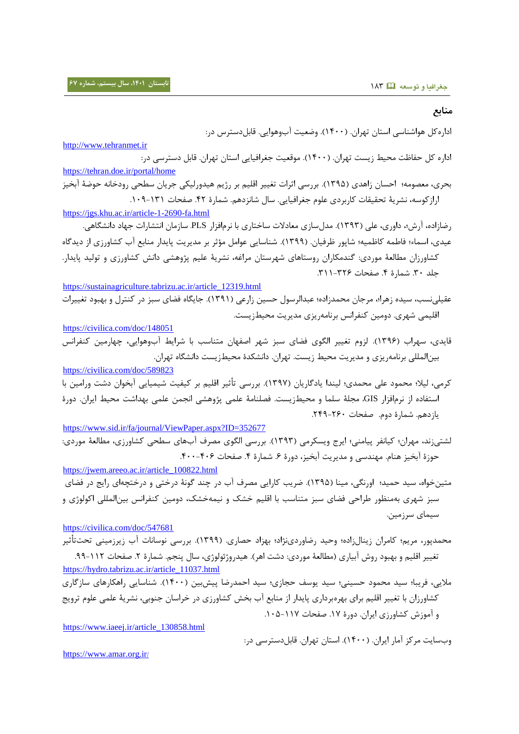## منابع

اداره‌کل هواشناسی استان تهران. (۱۴۰۰). وضعیت آب‌وهوایی. قابل‌دسترس در:

http://www.tehranmet.ir

اداره کل حفاظت محیط زیست تهران. (۱۴۰۰). موقعیت جغرافیایی استان تهران. قابل دسترسی در:

https://tehran.doe.ir/portal/home

بحری، معصومه؛ احسان زاهدی (۱۳۹۵). بررسی اثرات تغییر اقلیم بر رژیم هیدورلیکی جریان سطحی رودخانه حوضهٔ آبخیز ارازکوسه، نشریهٔ تحقیقات کاربردی علوم جغرافیایی. سال شانزدهم. شمارهٔ ۴۲. صفحات ۱۳۱-۱۰۹.

https://jgs.khu.ac.ir/article-1-2690-fa.html

رضازاده، آرش؛ داوری، علی (۱۳۹۳). مدل‌سازی معادلات ساختاری با نرم‌افزار PLS. سازمان انتشارات جهاد دانشگاهی.

عیدی، اسماء؛ فاطمه کاظمیه؛ شاپور ظرفیان. (۱۳۹۹). شناسایی عوامل مؤثر بر مدیریت پایدار منابع آب کشاورزی از دیدگاه کشاورزان مطالعهٔ موردی: گندمکاران روستاهای شهرستان مراغه، نشریهٔ علیم پژوهشی دانش کشاورزی و تولید پایدار. جلد ۳۰. شمارهٔ ۴. صفحات ۳۲۶-۳۱۱.

https://sustainagriculture.tabrizu.ac.ir/article_12319.html

عقیلی‌نسب، سیده زهرا، مرجان محمدزاده؛ عبدالرسول حسین زارعی (۱۳۹۱). جایگاه فضای سبز در کنترل و بهبود تغییرات اقلیمی شهری. دومین کنفرانس برنامه‌ریزی مدیریت محیط‌زیست.

https://civilica.com/doc/148051

قایدی، سهراب (۱۳۹۶). لزوم تغییر الگوی فضای سبز شهر اصفهان متناسب با شرایط آب‌وهوایی، چهارمین کنفرانس بین‌المللی برنامه‌ریزی و مدیریت محیط زیست. تهران. دانشکدهٔ محیط‌زیست دانشگاه تهران.

https://civilica.com/doc/589823

کرمی، لیلا؛ محمود علی محمدی؛ لیندا یادگاریان (۱۳۹۷). بررسی تأثیر اقلیم بر کیفیت شیمیایی آبخوان دشت ورامین با استفاده از نرم‌افزار GIS، مجلهٔ سلما و محیط‌زیست. فصلنامهٔ علمی پژوهشی انجمن علمی بهداشت محیط ایران. دورهٔ یازدهم. شمارهٔ دوم. صفحات ۲۶۰-۲۴۹.

https://www.sid.ir/fa/journal/ViewPaper.aspx?ID=352677

لشتی‌زند، مهران؛ کیانفر پیامنی؛ ایرج ویسکرمی (۱۳۹۳). بررسی الگوی مصرف آب‌های سطحی کشاورزی، مطالعهٔ موردی: حوزهٔ آبخیز هنام. مهندسی و مدیریت آبخیز، دورهٔ ۶. شمارهٔ ۴. صفحات ۴۰۶-۴۰۰.

https://jwem.areeo.ac.ir/article_100822.html

متین‌خواه، سید حمید؛ اورنگی، مینا (۱۳۹۵). ضریب کارایی مصرف آب در چند گونهٔ درختی و درختچه‌ای رایج در فضای سبز شهری به‌منظور طراحی فضای سبز متناسب با اقلیم خشک و نیمه‌خشک، دومین کنفرانس بین‌المللی اکولوژی و سیمای سرزمین.

https://civilica.com/doc/547681

محمدپور، مریم؛ کامران زینال‌زاده؛ وحید رضاوردی‌نژاد؛ بهزاد حصاری. (۱۳۹۹). بررسی نوسانات آب زیرزمینی تحت‌تأثیر تغییر اقلیم و بهبود روش آبیاری (مطالعهٔ موردی: دشت اهر). هیدروژئولوژی، سال پنجم. شمارهٔ ۲. صفحات ۱۱۲-۹۹.

https://hydro.tabrizu.ac.ir/article_11037.html

ملایی، فریبا؛ سید محمود حسینی؛ سید یوسف حجازی؛ سید احمدرضا پیش‌بین (۱۴۰۰). شناسایی راهکارهای سازگاری کشاورزان با تغییر اقلیم برای بهره‌برداری پایدار از منابع آب بخش کشاورزی در خراسان جنوبی، نشریهٔ علمی علوم ترویج و آموزش کشاورزی ایران. دورهٔ ۱۷. صفحات ۱۱۷-۱۰۵.

https://www.iaeej.ir/article_130858.html

وب‌سایت مرکز آمار ایران. (۱۴۰۰). استان تهران. قابل‌دسترسی در:

https://www.amar.org.ir/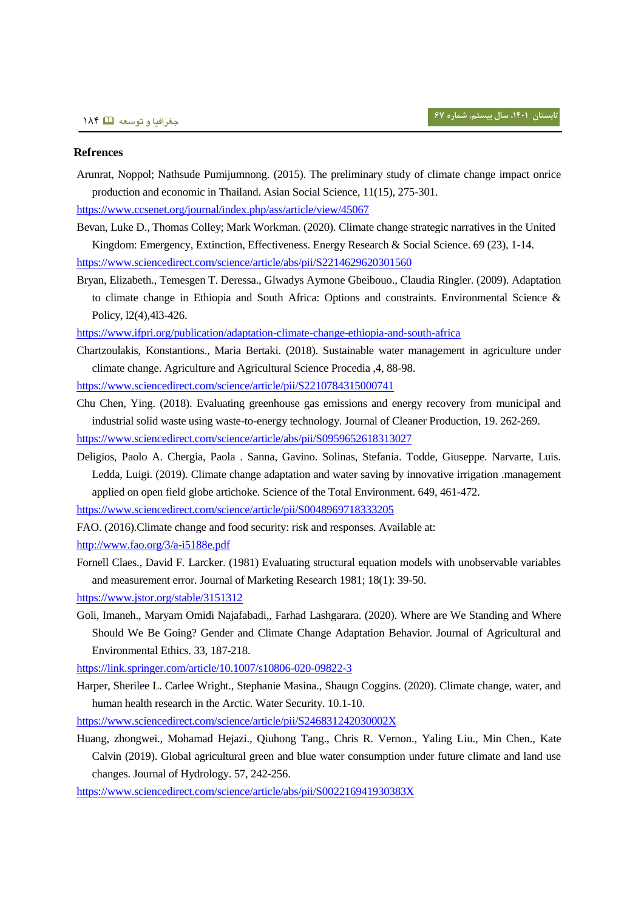## Refrences

Arunrat, Noppol; Nathsude Pumijumnong. (2015). The preliminary study of climate change impact onrice production and economic in Thailand. Asian Social Science, 11(15), 275-301.

https://www.ccsenet.org/journal/index.php/ass/article/view/45067

Bevan, Luke D., Thomas Colley; Mark Workman. (2020). Climate change strategic narratives in the United Kingdom: Emergency, Extinction, Effectiveness. Energy Research & Social Science. 69 (23), 1-14.

https://www.sciencedirect.com/science/article/abs/pii/S2214629620301560

Bryan, Elizabeth., Temesgen T. Deressa., Glwadys Aymone Gbeibouo., Claudia Ringler. (2009). Adaptation to climate change in Ethiopia and South Africa: Options and constraints. Environmental Science & Policy, l2(4),4l3-426.

https://www.ifpri.org/publication/adaptation-climate-change-ethiopia-and-south-africa

Chartzoulakis, Konstantions., Maria Bertaki. (2018). Sustainable water management in agriculture under climate change. Agriculture and Agricultural Science Procedia ,4, 88-98.

https://www.sciencedirect.com/science/article/pii/S2210784315000741

Chu Chen, Ying. (2018). Evaluating greenhouse gas emissions and energy recovery from municipal and industrial solid waste using waste-to-energy technology. Journal of Cleaner Production, 19. 262-269.

https://www.sciencedirect.com/science/article/abs/pii/S0959652618313027

Deligios, Paolo A. Chergia, Paola . Sanna, Gavino. Solinas, Stefania. Todde, Giuseppe. Narvarte, Luis. Ledda, Luigi. (2019). Climate change adaptation and water saving by innovative irrigation .management applied on open field globe artichoke. Science of the Total Environment. 649, 461-472.

https://www.sciencedirect.com/science/article/pii/S0048969718333205

FAO. (2016).Climate change and food security: risk and responses. Available at:

http://www.fao.org/3/a-i5188e.pdf

Fornell Claes., David F. Larcker. (1981) Evaluating structural equation models with unobservable variables and measurement error. Journal of Marketing Research 1981; 18(1): 39-50.

https://www.jstor.org/stable/3151312

Goli, Imaneh., Maryam Omidi Najafabadi,, Farhad Lashgarara. (2020). Where are We Standing and Where Should We Be Going? Gender and Climate Change Adaptation Behavior. Journal of Agricultural and Environmental Ethics. 33, 187-218.

https://link.springer.com/article/10.1007/s10806-020-09822-3

Harper, Sherilee L. Carlee Wright., Stephanie Masina., Shaugn Coggins. (2020). Climate change, water, and human health research in the Arctic. Water Security. 10.1-10.

https://www.sciencedirect.com/science/article/pii/S246831242030002X

Huang, zhongwei., Mohamad Hejazi., Qiuhong Tang., Chris R. Vernon., Yaling Liu., Min Chen., Kate Calvin (2019). Global agricultural green and blue water consumption under future climate and land use changes. Journal of Hydrology. 57, 242-256.

https://www.sciencedirect.com/science/article/abs/pii/S002216941930383X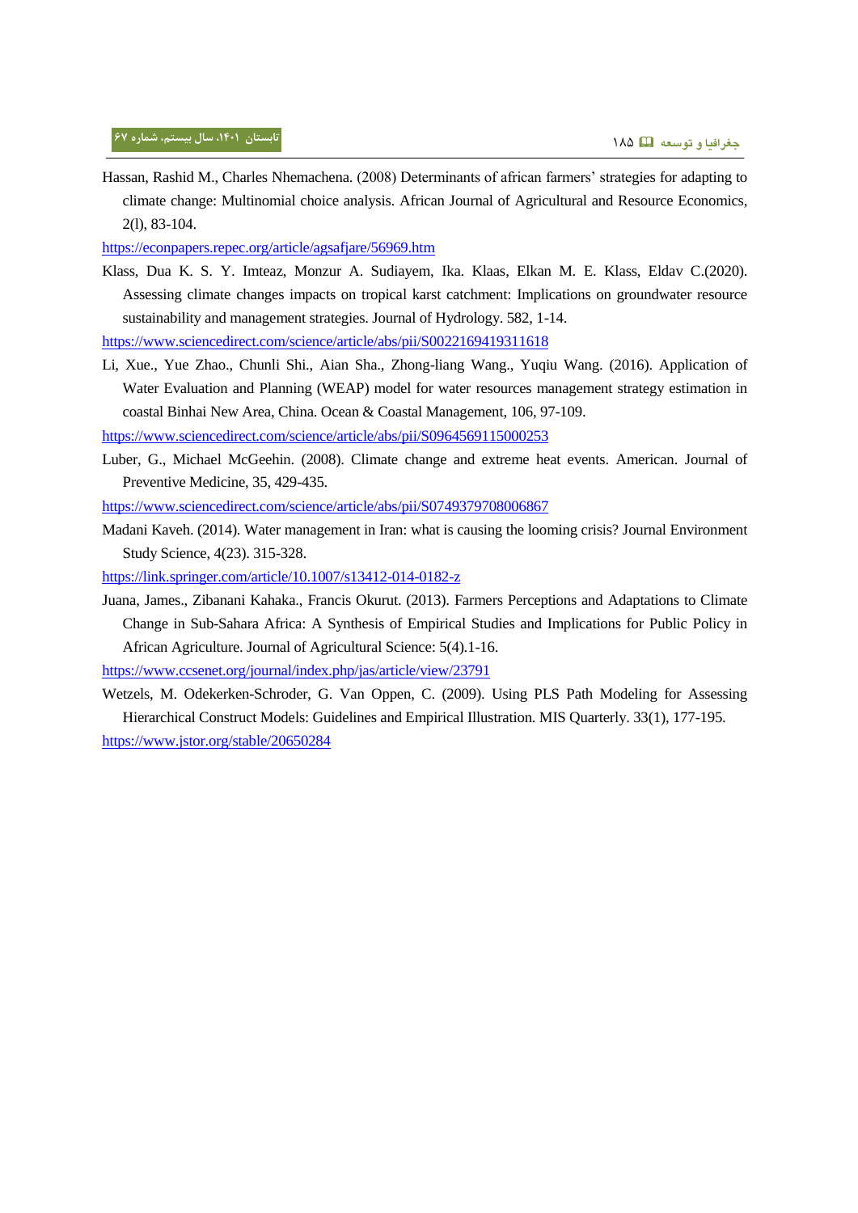Hassan, Rashid M., Charles Nhemachena. (2008) Determinants of african farmers' strategies for adapting to climate change: Multinomial choice analysis. African Journal of Agricultural and Resource Economics, 2(l), 83-104.

https://econpapers.repec.org/article/agsafjare/56969.htm

Klass, Dua K. S. Y. Imteaz, Monzur A. Sudiayem, Ika. Klaas, Elkan M. E. Klass, Eldav C.(2020). Assessing climate changes impacts on tropical karst catchment: Implications on groundwater resource sustainability and management strategies. Journal of Hydrology. 582, 1-14.

https://www.sciencedirect.com/science/article/abs/pii/S0022169419311618

Li, Xue., Yue Zhao., Chunli Shi., Aian Sha., Zhong-liang Wang., Yuqiu Wang. (2016). Application of Water Evaluation and Planning (WEAP) model for water resources management strategy estimation in coastal Binhai New Area, China. Ocean & Coastal Management, 106, 97-109.

https://www.sciencedirect.com/science/article/abs/pii/S0964569115000253

Luber, G., Michael McGeehin. (2008). Climate change and extreme heat events. American. Journal of Preventive Medicine, 35, 429-435.

https://www.sciencedirect.com/science/article/abs/pii/S0749379708006867

Madani Kaveh. (2014). Water management in Iran: what is causing the looming crisis? Journal Environment Study Science, 4(23). 315-328.

https://link.springer.com/article/10.1007/s13412-014-0182-z

Juana, James., Zibanani Kahaka., Francis Okurut. (2013). Farmers Perceptions and Adaptations to Climate Change in Sub-Sahara Africa: A Synthesis of Empirical Studies and Implications for Public Policy in African Agriculture. Journal of Agricultural Science: 5(4).1-16.

https://www.ccsenet.org/journal/index.php/jas/article/view/23791

Wetzels, M. Odekerken-Schroder, G. Van Oppen, C. (2009). Using PLS Path Modeling for Assessing Hierarchical Construct Models: Guidelines and Empirical Illustration. MIS Quarterly. 33(1), 177-195.

https://www.jstor.org/stable/20650284